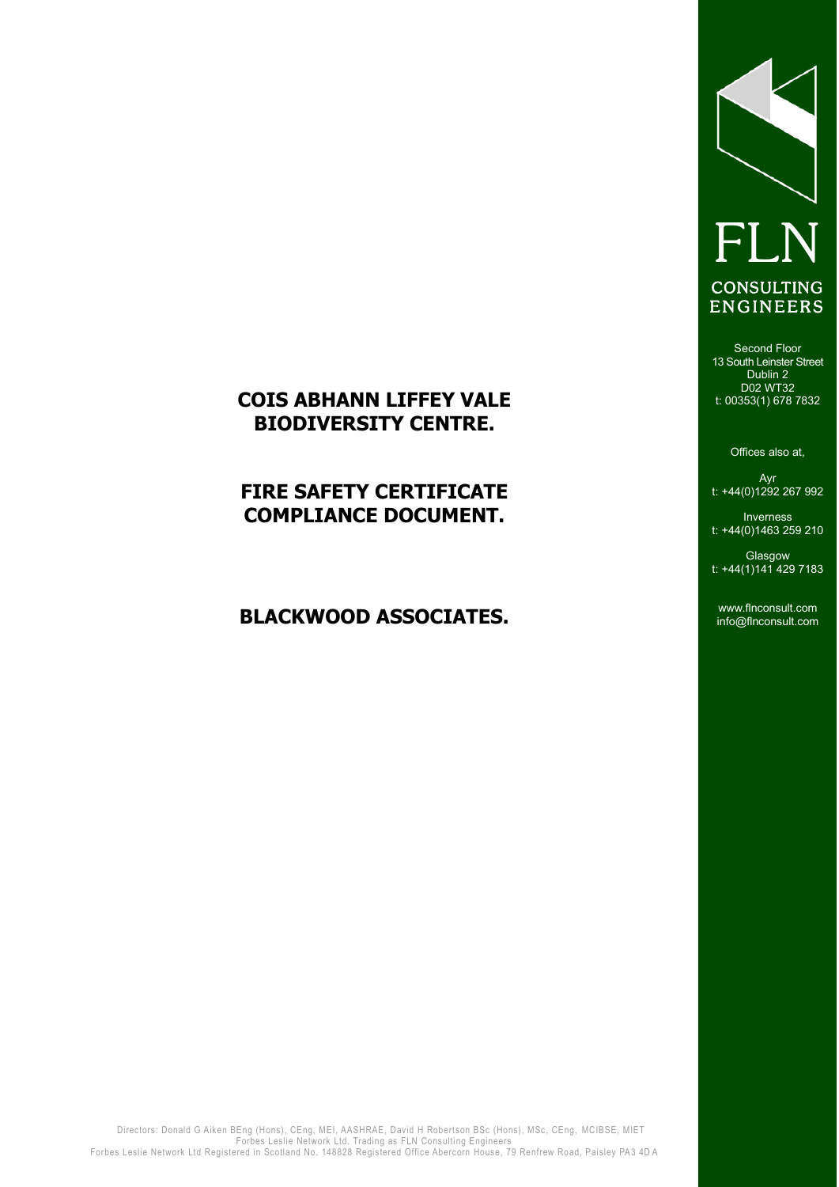# COIS ABHANN LIFFEY VALE BIODIVERSITY CENTRE.

# FIRE SAFETY CERTIFICATE COMPLIANCE DOCUMENT.

# BLACKWOOD ASSOCIATES.

FLN

CONSULTING ENGINEERS

Second Floor
13 South Leinster Street
Dublin 2
D02 WT32
t: 00353(1) 678 7832

Offices also at,

Ayr
t: +44(0)1292 267 992

Inverness
t: +44(0)1463 259 210

Glasgow
t: +44(1)141 429 7183

www.flnconsult.com
info@flnconsult.com

Directors: Donald G Aiken BEng (Hons), CEng, MEI, AASHRAE, David H Robertson BSc (Hons), MSc, CEng, MCIBSE, MIET
Forbes Leslie Network Ltd. Trading as FLN Consulting Engineers
Forbes Leslie Network Ltd Registered in Scotland No. 148828 Registered Office Abercorn House, 79 Renfrew Road, Paisley PA3 4DA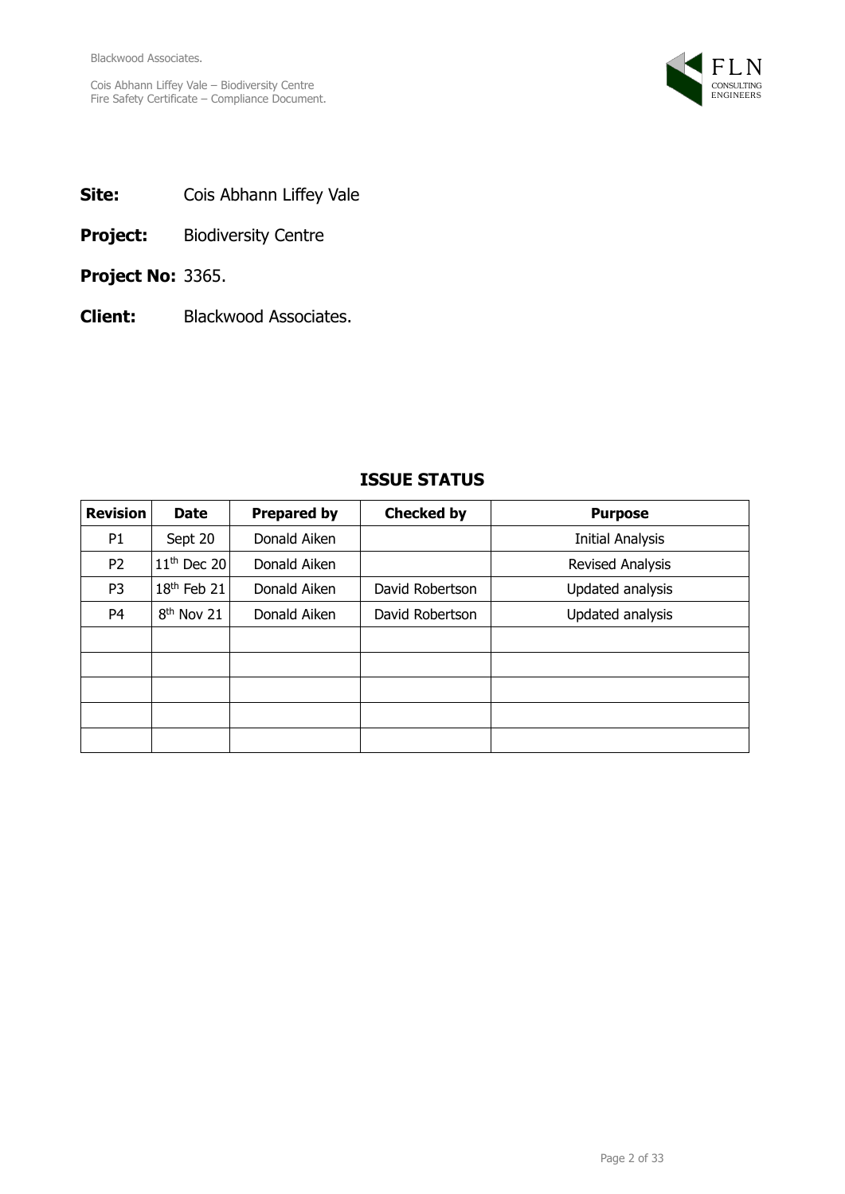**Site:** Cois Abhann Liffey Vale

**Project:** Biodiversity Centre

**Project No:** 3365.

**Client:** Blackwood Associates.

## ISSUE STATUS

| Revision | Date | Prepared by | Checked by | Purpose |
|---|---|---|---|---|
| P1 | Sept 20 | Donald Aiken | | Initial Analysis |
| P2 | 11th Dec 20 | Donald Aiken | | Revised Analysis |
| P3 | 18th Feb 21 | Donald Aiken | David Robertson | Updated analysis |
| P4 | 8th Nov 21 | Donald Aiken | David Robertson | Updated analysis |
| | | | | |
| | | | | |
| | | | | |
| | | | | |
| | | | | |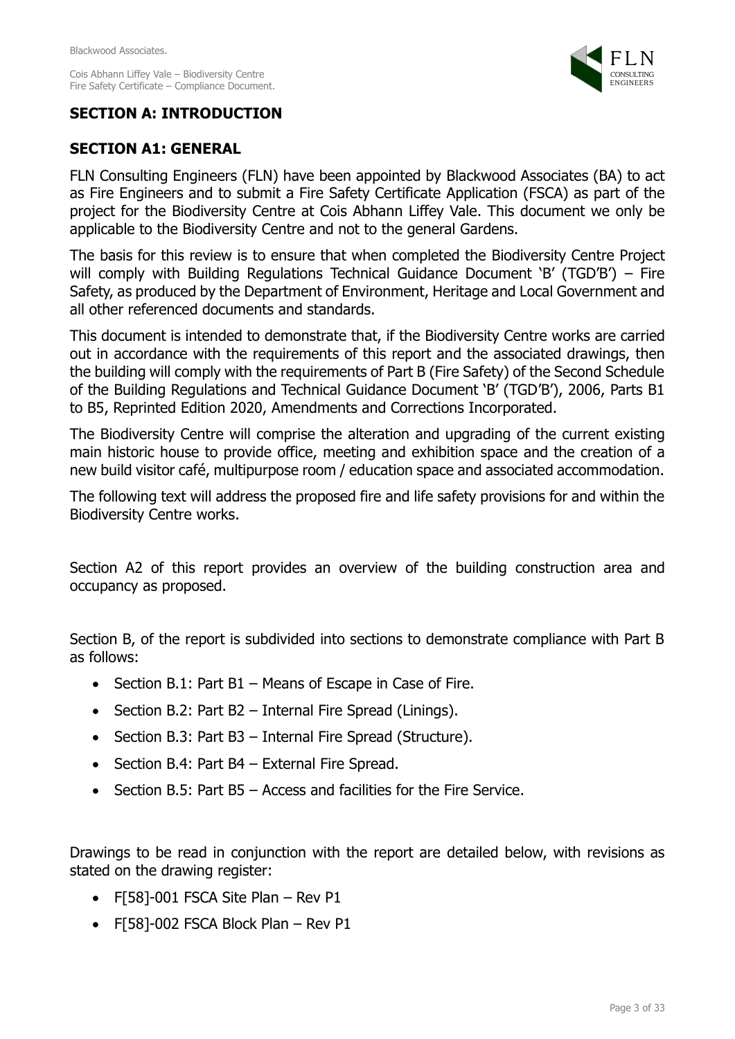## SECTION A: INTRODUCTION

### SECTION A1: GENERAL

FLN Consulting Engineers (FLN) have been appointed by Blackwood Associates (BA) to act as Fire Engineers and to submit a Fire Safety Certificate Application (FSCA) as part of the project for the Biodiversity Centre at Cois Abhann Liffey Vale. This document we only be applicable to the Biodiversity Centre and not to the general Gardens.

The basis for this review is to ensure that when completed the Biodiversity Centre Project will comply with Building Regulations Technical Guidance Document 'B' (TGD'B') – Fire Safety, as produced by the Department of Environment, Heritage and Local Government and all other referenced documents and standards.

This document is intended to demonstrate that, if the Biodiversity Centre works are carried out in accordance with the requirements of this report and the associated drawings, then the building will comply with the requirements of Part B (Fire Safety) of the Second Schedule of the Building Regulations and Technical Guidance Document 'B' (TGD'B'), 2006, Parts B1 to B5, Reprinted Edition 2020, Amendments and Corrections Incorporated.

The Biodiversity Centre will comprise the alteration and upgrading of the current existing main historic house to provide office, meeting and exhibition space and the creation of a new build visitor café, multipurpose room / education space and associated accommodation.

The following text will address the proposed fire and life safety provisions for and within the Biodiversity Centre works.

Section A2 of this report provides an overview of the building construction area and occupancy as proposed.

Section B, of the report is subdivided into sections to demonstrate compliance with Part B as follows:

- Section B.1: Part B1 – Means of Escape in Case of Fire.
- Section B.2: Part B2 – Internal Fire Spread (Linings).
- Section B.3: Part B3 – Internal Fire Spread (Structure).
- Section B.4: Part B4 – External Fire Spread.
- Section B.5: Part B5 – Access and facilities for the Fire Service.

Drawings to be read in conjunction with the report are detailed below, with revisions as stated on the drawing register:

- F[58]-001 FSCA Site Plan – Rev P1
- F[58]-002 FSCA Block Plan – Rev P1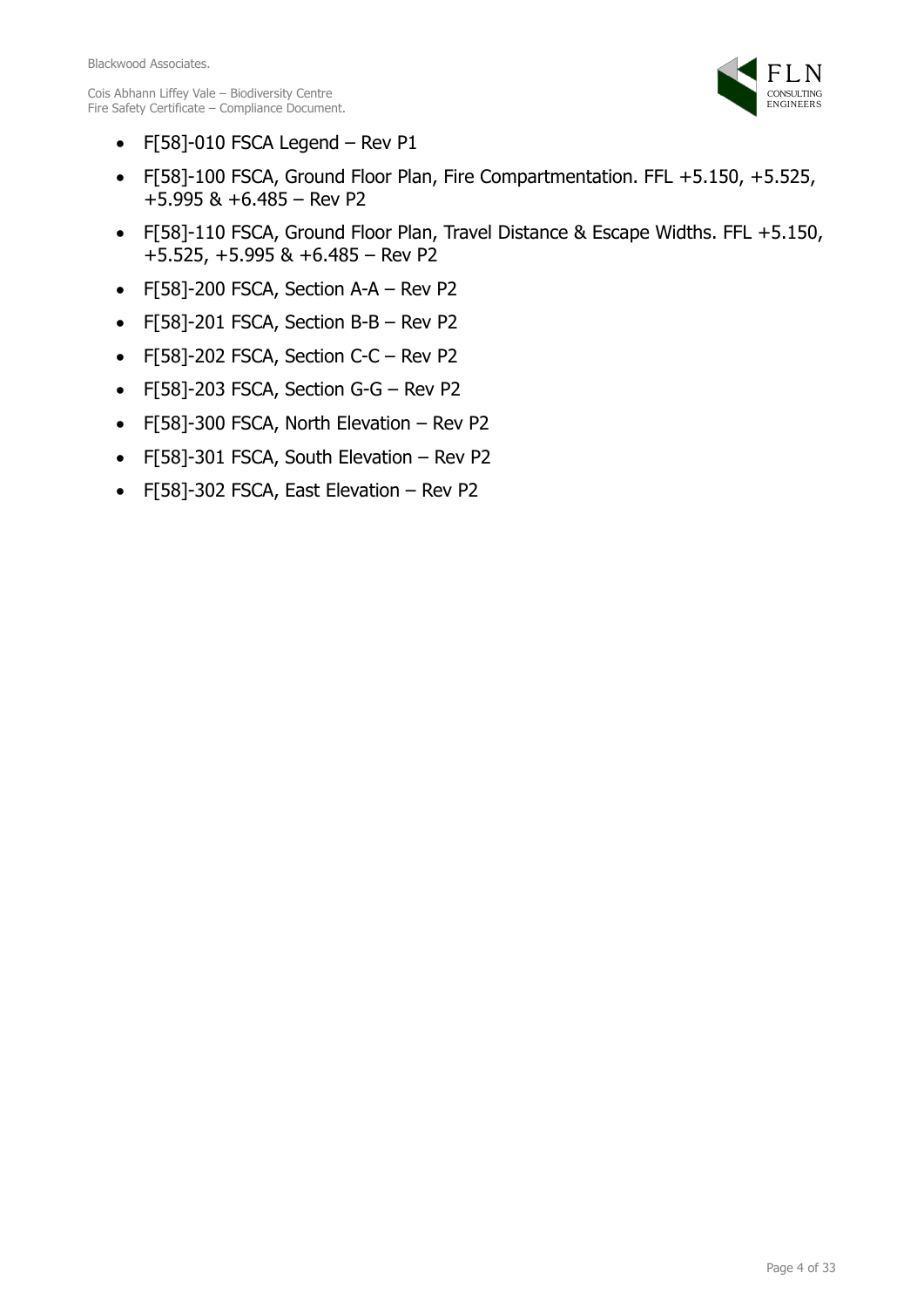- F[58]-010 FSCA Legend – Rev P1
- F[58]-100 FSCA, Ground Floor Plan, Fire Compartmentation. FFL +5.150, +5.525, +5.995 & +6.485 – Rev P2
- F[58]-110 FSCA, Ground Floor Plan, Travel Distance & Escape Widths. FFL +5.150, +5.525, +5.995 & +6.485 – Rev P2
- F[58]-200 FSCA, Section A-A – Rev P2
- F[58]-201 FSCA, Section B-B – Rev P2
- F[58]-202 FSCA, Section C-C – Rev P2
- F[58]-203 FSCA, Section G-G – Rev P2
- F[58]-300 FSCA, North Elevation – Rev P2
- F[58]-301 FSCA, South Elevation – Rev P2
- F[58]-302 FSCA, East Elevation – Rev P2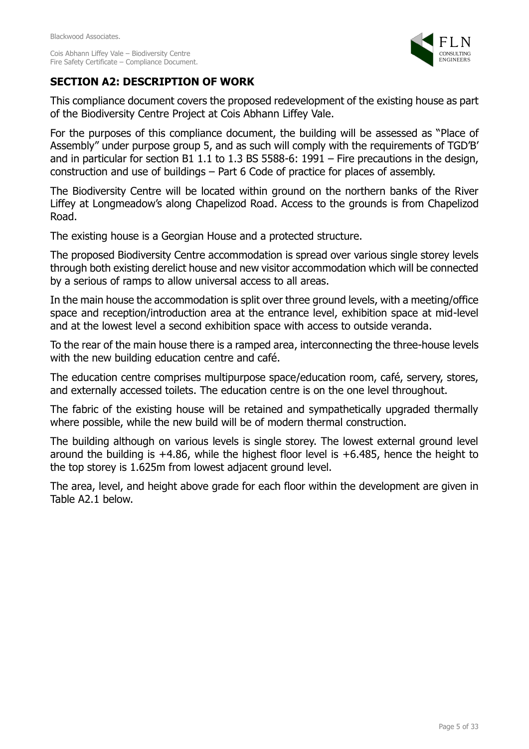## SECTION A2: DESCRIPTION OF WORK

This compliance document covers the proposed redevelopment of the existing house as part of the Biodiversity Centre Project at Cois Abhann Liffey Vale.

For the purposes of this compliance document, the building will be assessed as "Place of Assembly" under purpose group 5, and as such will comply with the requirements of TGD'B' and in particular for section B1 1.1 to 1.3 BS 5588-6: 1991 – Fire precautions in the design, construction and use of buildings – Part 6 Code of practice for places of assembly.

The Biodiversity Centre will be located within ground on the northern banks of the River Liffey at Longmeadow's along Chapelizod Road. Access to the grounds is from Chapelizod Road.

The existing house is a Georgian House and a protected structure.

The proposed Biodiversity Centre accommodation is spread over various single storey levels through both existing derelict house and new visitor accommodation which will be connected by a serious of ramps to allow universal access to all areas.

In the main house the accommodation is split over three ground levels, with a meeting/office space and reception/introduction area at the entrance level, exhibition space at mid-level and at the lowest level a second exhibition space with access to outside veranda.

To the rear of the main house there is a ramped area, interconnecting the three-house levels with the new building education centre and café.

The education centre comprises multipurpose space/education room, café, servery, stores, and externally accessed toilets. The education centre is on the one level throughout.

The fabric of the existing house will be retained and sympathetically upgraded thermally where possible, while the new build will be of modern thermal construction.

The building although on various levels is single storey. The lowest external ground level around the building is +4.86, while the highest floor level is +6.485, hence the height to the top storey is 1.625m from lowest adjacent ground level.

The area, level, and height above grade for each floor within the development are given in Table A2.1 below.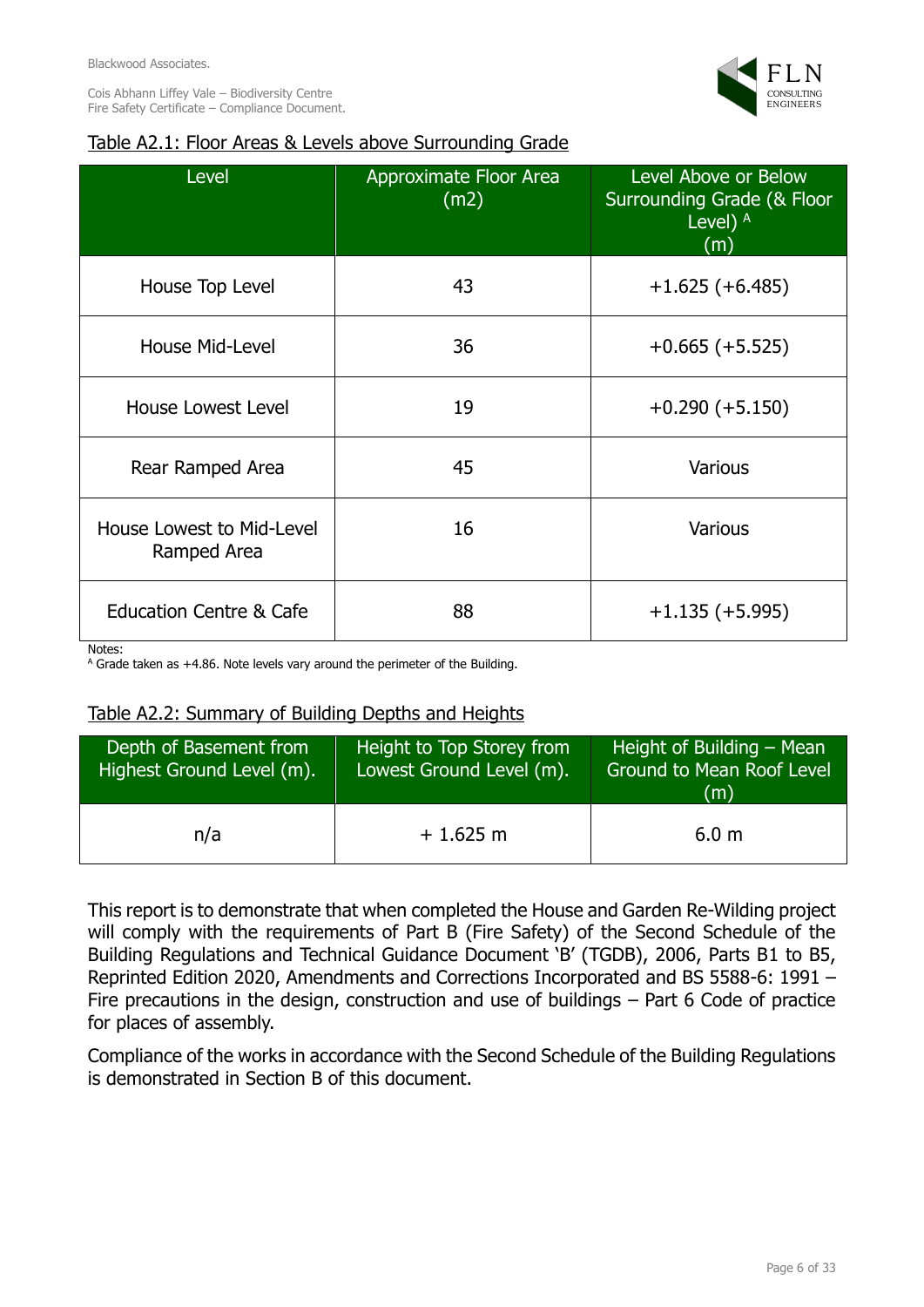Table A2.1: Floor Areas & Levels above Surrounding Grade

| Level | Approximate Floor Area (m2) | Level Above or Below Surrounding Grade (& Floor Level) [A] (m) |
|---|---|---|
| House Top Level | 43 | +1.625 (+6.485) |
| House Mid-Level | 36 | +0.665 (+5.525) |
| House Lowest Level | 19 | +0.290 (+5.150) |
| Rear Ramped Area | 45 | Various |
| House Lowest to Mid-Level Ramped Area | 16 | Various |
| Education Centre & Cafe | 88 | +1.135 (+5.995) |

Notes:
[A] Grade taken as +4.86. Note levels vary around the perimeter of the Building.

Table A2.2: Summary of Building Depths and Heights

| Depth of Basement from Highest Ground Level (m). | Height to Top Storey from Lowest Ground Level (m). | Height of Building – Mean Ground to Mean Roof Level (m) |
|---|---|---|
| n/a | + 1.625 m | 6.0 m |

This report is to demonstrate that when completed the House and Garden Re-Wilding project will comply with the requirements of Part B (Fire Safety) of the Second Schedule of the Building Regulations and Technical Guidance Document 'B' (TGDB), 2006, Parts B1 to B5, Reprinted Edition 2020, Amendments and Corrections Incorporated and BS 5588-6: 1991 – Fire precautions in the design, construction and use of buildings – Part 6 Code of practice for places of assembly.

Compliance of the works in accordance with the Second Schedule of the Building Regulations is demonstrated in Section B of this document.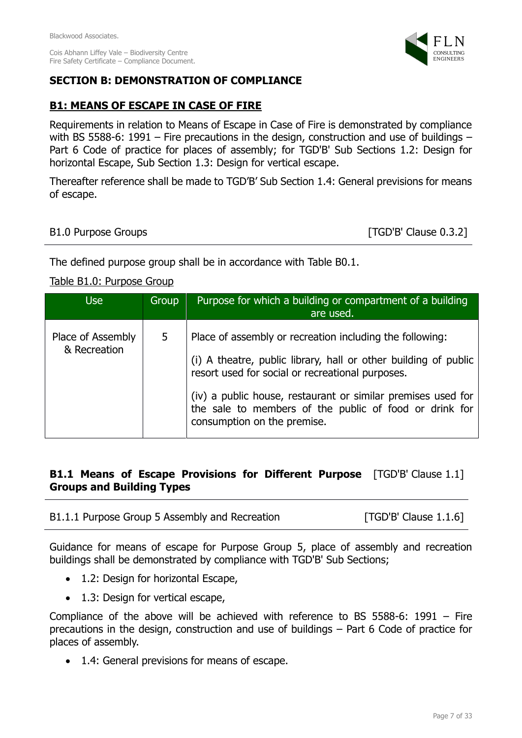## SECTION B: DEMONSTRATION OF COMPLIANCE

### B1: MEANS OF ESCAPE IN CASE OF FIRE

Requirements in relation to Means of Escape in Case of Fire is demonstrated by compliance with BS 5588-6: 1991 – Fire precautions in the design, construction and use of buildings – Part 6 Code of practice for places of assembly; for TGD'B' Sub Sections 1.2: Design for horizontal Escape, Sub Section 1.3: Design for vertical escape.

Thereafter reference shall be made to TGD'B' Sub Section 1.4: General previsions for means of escape.

B1.0 Purpose Groups [TGD'B' Clause 0.3.2]

The defined purpose group shall be in accordance with Table B0.1.

Table B1.0: Purpose Group

| Use | Group | Purpose for which a building or compartment of a building are used. |
|---|---|---|
| Place of Assembly & Recreation | 5 | Place of assembly or recreation including the following:<br><br>(i) A theatre, public library, hall or other building of public resort used for social or recreational purposes.<br><br>(iv) a public house, restaurant or similar premises used for the sale to members of the public of food or drink for consumption on the premise. |

### B1.1 Means of Escape Provisions for Different Purpose Groups and Building Types [TGD'B' Clause 1.1]

B1.1.1 Purpose Group 5 Assembly and Recreation [TGD'B' Clause 1.1.6]

Guidance for means of escape for Purpose Group 5, place of assembly and recreation buildings shall be demonstrated by compliance with TGD'B' Sub Sections;

- 1.2: Design for horizontal Escape,
- 1.3: Design for vertical escape,

Compliance of the above will be achieved with reference to BS 5588-6: 1991 – Fire precautions in the design, construction and use of buildings – Part 6 Code of practice for places of assembly.

- 1.4: General previsions for means of escape.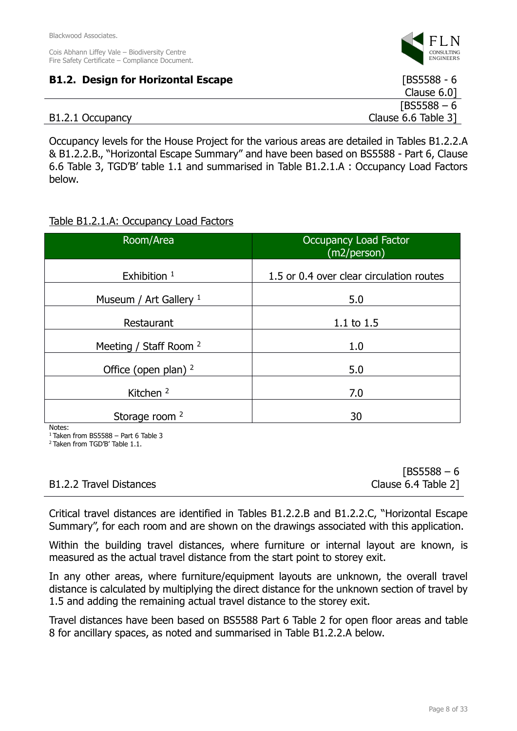## B1.2. Design for Horizontal Escape

[BS5588 - 6 Clause 6.0]

### B1.2.1 Occupancy

[BS5588 – 6 Clause 6.6 Table 3]

Occupancy levels for the House Project for the various areas are detailed in Tables B1.2.2.A & B1.2.2.B., "Horizontal Escape Summary" and have been based on BS5588 - Part 6, Clause 6.6 Table 3, TGD'B' table 1.1 and summarised in Table B1.2.1.A : Occupancy Load Factors below.

Table B1.2.1.A: Occupancy Load Factors

| Room/Area | Occupancy Load Factor (m2/person) |
|---|---|
| Exhibition [1] | 1.5 or 0.4 over clear circulation routes |
| Museum / Art Gallery [1] | 5.0 |
| Restaurant | 1.1 to 1.5 |
| Meeting / Staff Room [2] | 1.0 |
| Office (open plan) [2] | 5.0 |
| Kitchen [2] | 7.0 |
| Storage room [2] | 30 |

Notes:
[1] Taken from BS5588 – Part 6 Table 3
[2] Taken from TGD'B' Table 1.1.

### B1.2.2 Travel Distances

[BS5588 – 6 Clause 6.4 Table 2]

Critical travel distances are identified in Tables B1.2.2.B and B1.2.2.C, "Horizontal Escape Summary", for each room and are shown on the drawings associated with this application.

Within the building travel distances, where furniture or internal layout are known, is measured as the actual travel distance from the start point to storey exit.

In any other areas, where furniture/equipment layouts are unknown, the overall travel distance is calculated by multiplying the direct distance for the unknown section of travel by 1.5 and adding the remaining actual travel distance to the storey exit.

Travel distances have been based on BS5588 Part 6 Table 2 for open floor areas and table 8 for ancillary spaces, as noted and summarised in Table B1.2.2.A below.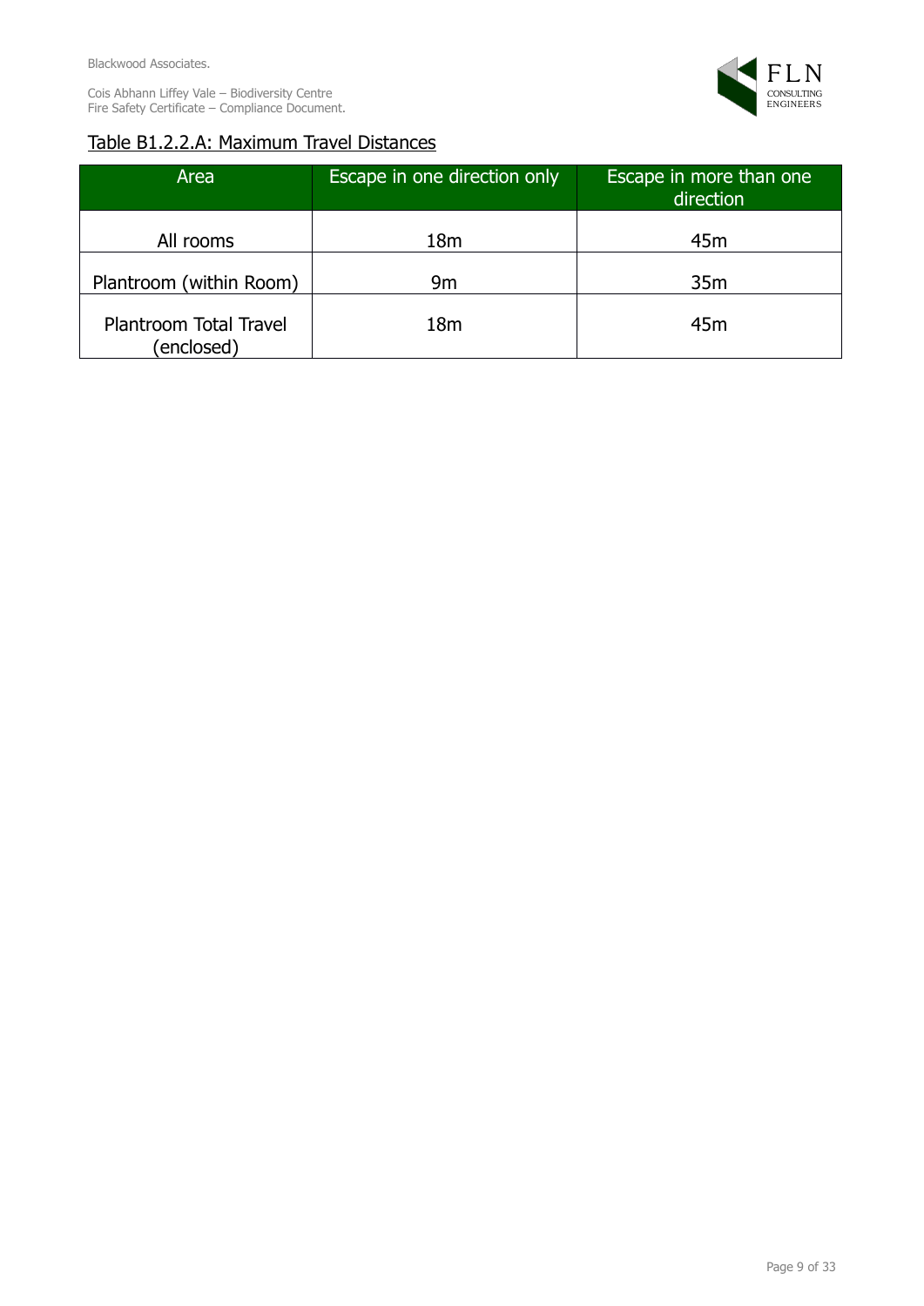Table B1.2.2.A: Maximum Travel Distances

| Area | Escape in one direction only | Escape in more than one direction |
| --- | --- | --- |
| All rooms | 18m | 45m |
| Plantroom (within Room) | 9m | 35m |
| Plantroom Total Travel (enclosed) | 18m | 45m |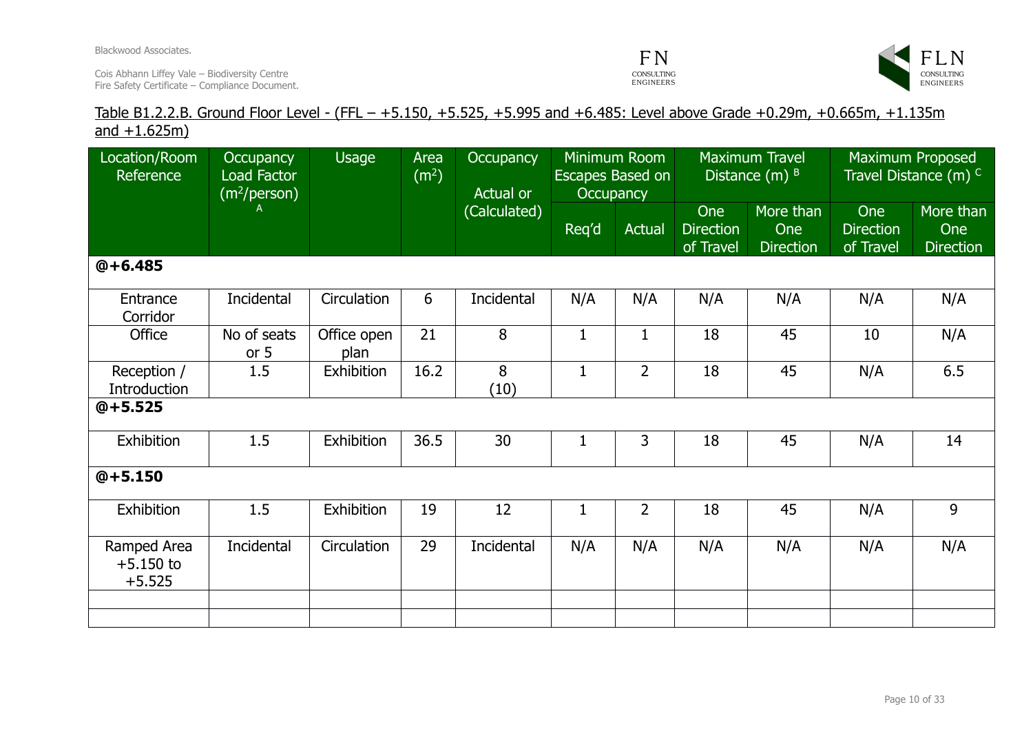Table B1.2.2.B. Ground Floor Level - (FFL – +5.150, +5.525, +5.995 and +6.485: Level above Grade +0.29m, +0.665m, +1.135m and +1.625m)

| Location/Room Reference | Occupancy Load Factor ($m^2$/person) A | Usage | Area ($m^2$) | Occupancy Actual or (Calculated) | Minimum Room Escapes Based on Occupancy | | Maximum Travel Distance (m) B | | Maximum Proposed Travel Distance (m) C | |
|---|---|---|---|---|---|---|---|---|---|---|
| | | | | | Req'd | Actual | One Direction of Travel | More than One Direction | One Direction of Travel | More than One Direction |
| **@+6.485** | | | | | | | | | | |
| Entrance Corridor | Incidental | Circulation | 6 | Incidental | N/A | N/A | N/A | N/A | N/A | N/A |
| Office | No of seats or 5 | Office open plan | 21 | 8 | 1 | 1 | 18 | 45 | 10 | N/A |
| Reception / Introduction | 1.5 | Exhibition | 16.2 | 8 (10) | 1 | 2 | 18 | 45 | N/A | 6.5 |
| **@+5.525** | | | | | | | | | | |
| Exhibition | 1.5 | Exhibition | 36.5 | 30 | 1 | 3 | 18 | 45 | N/A | 14 |
| **@+5.150** | | | | | | | | | | |
| Exhibition | 1.5 | Exhibition | 19 | 12 | 1 | 2 | 18 | 45 | N/A | 9 |
| Ramped Area +5.150 to +5.525 | Incidental | Circulation | 29 | Incidental | N/A | N/A | N/A | N/A | N/A | N/A |
| | | | | | | | | | | |
| | | | | | | | | | | |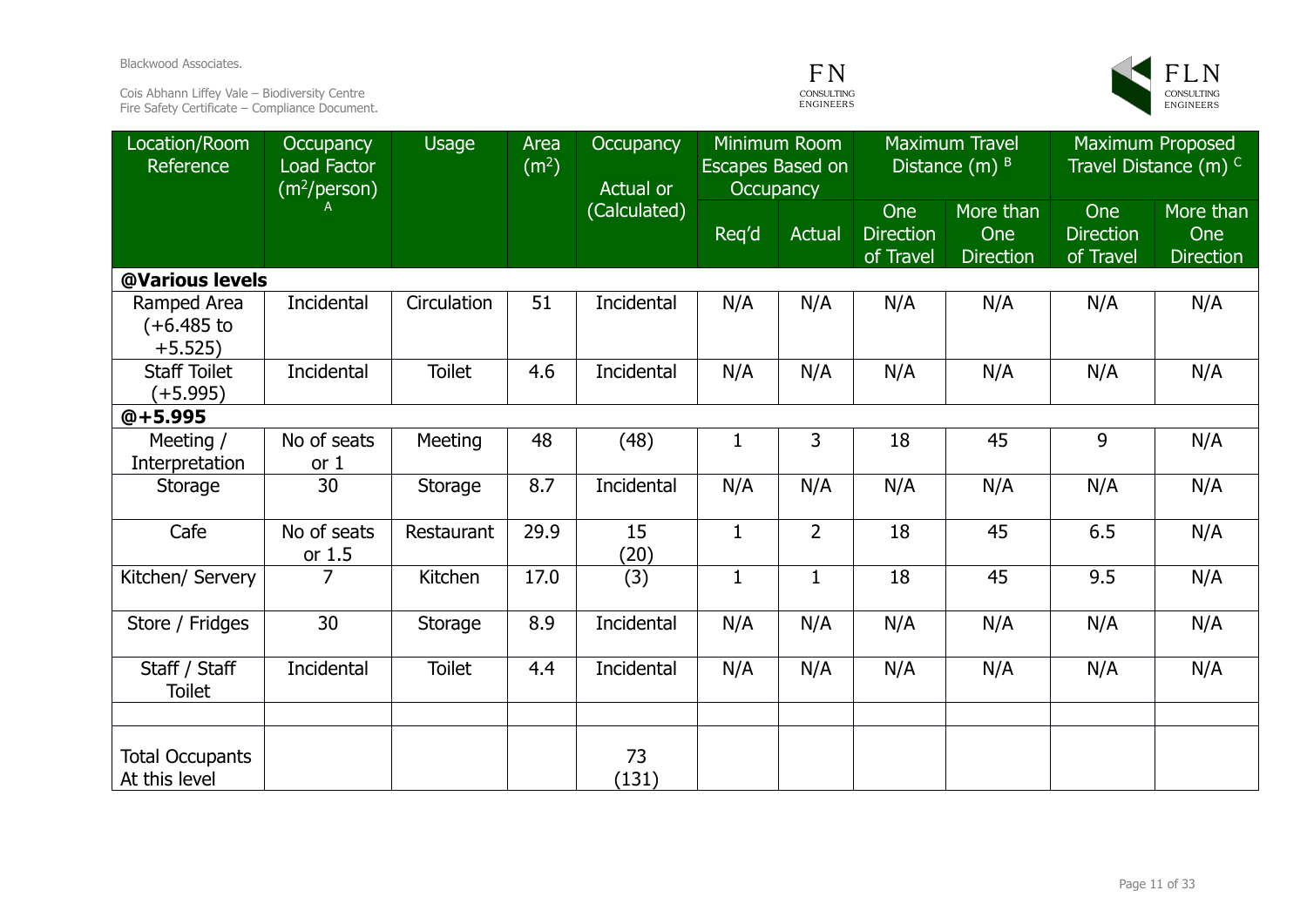| Location/Room Reference | Occupancy Load Factor ($m^2$/person) [A] | Usage | Area ($m^2$) | Occupancy Actual or (Calculated) | Minimum Room Escapes Based on Occupancy | | Maximum Travel Distance (m) [B] | | Maximum Proposed Travel Distance (m) [C] | |
|---|---|---|---|---|---|---|---|---|---|---|
| | | | | | Req'd | Actual | One Direction of Travel | More than One Direction | One Direction of Travel | More than One Direction |
| **@Various levels** | | | | | | | | | | |
| Ramped Area (+6.485 to +5.525) | Incidental | Circulation | 51 | Incidental | N/A | N/A | N/A | N/A | N/A | N/A |
| Staff Toilet (+5.995) | Incidental | Toilet | 4.6 | Incidental | N/A | N/A | N/A | N/A | N/A | N/A |
| **@+5.995** | | | | | | | | | | |
| Meeting / Interpretation | No of seats or 1 | Meeting | 48 | (48) | 1 | 3 | 18 | 45 | 9 | N/A |
| Storage | 30 | Storage | 8.7 | Incidental | N/A | N/A | N/A | N/A | N/A | N/A |
| Cafe | No of seats or 1.5 | Restaurant | 29.9 | 15 (20) | 1 | 2 | 18 | 45 | 6.5 | N/A |
| Kitchen/ Servery | 7 | Kitchen | 17.0 | (3) | 1 | 1 | 18 | 45 | 9.5 | N/A |
| Store / Fridges | 30 | Storage | 8.9 | Incidental | N/A | N/A | N/A | N/A | N/A | N/A |
| Staff / Staff Toilet | Incidental | Toilet | 4.4 | Incidental | N/A | N/A | N/A | N/A | N/A | N/A |
| | | | | | | | | | | |
| Total Occupants At this level | | | | 73 (131) | | | | | | |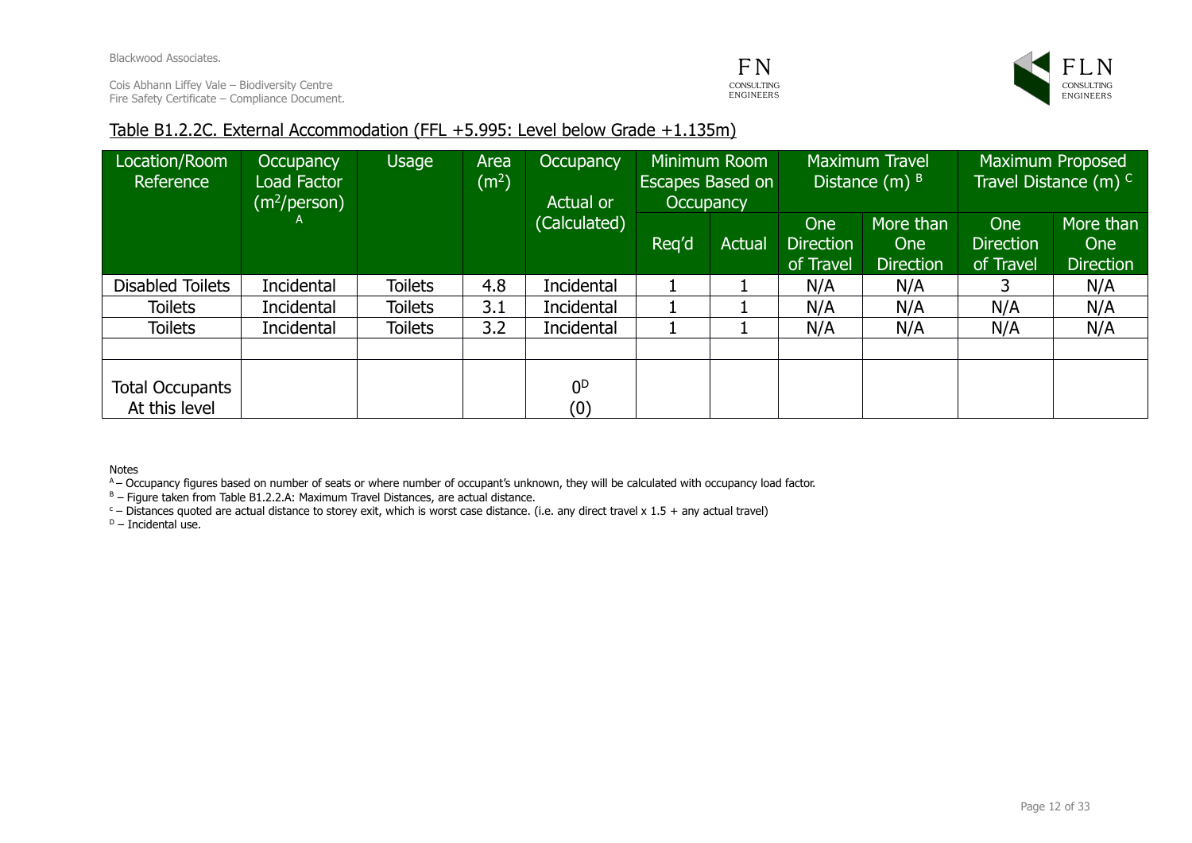## Table B1.2.2C. External Accommodation (FFL +5.995: Level below Grade +1.135m)

| Location/Room Reference | Occupancy Load Factor ($m^2$/person) A | Usage | Area ($m^2$) | Occupancy Actual or (Calculated) | Minimum Room Escapes Based on Occupancy | | Maximum Travel Distance (m) B | | Maximum Proposed Travel Distance (m) C | |
|---|---|---|---|---|---|---|---|---|---|---|
| | | | | | Req'd | Actual | One Direction of Travel | More than One Direction | One Direction of Travel | More than One Direction |
| Disabled Toilets | Incidental | Toilets | 4.8 | Incidental | 1 | 1 | N/A | N/A | 3 | N/A |
| Toilets | Incidental | Toilets | 3.1 | Incidental | 1 | 1 | N/A | N/A | N/A | N/A |
| Toilets | Incidental | Toilets | 3.2 | Incidental | 1 | 1 | N/A | N/A | N/A | N/A |
| | | | | | | | | | | |
| Total Occupants At this level | | | | 0[D] (0) | | | | | | |

Notes

[A] – Occupancy figures based on number of seats or where number of occupant's unknown, they will be calculated with occupancy load factor.

[B] – Figure taken from Table B1.2.2.A: Maximum Travel Distances, are actual distance.

[c] – Distances quoted are actual distance to storey exit, which is worst case distance. (i.e. any direct travel x 1.5 + any actual travel)

[D] – Incidental use.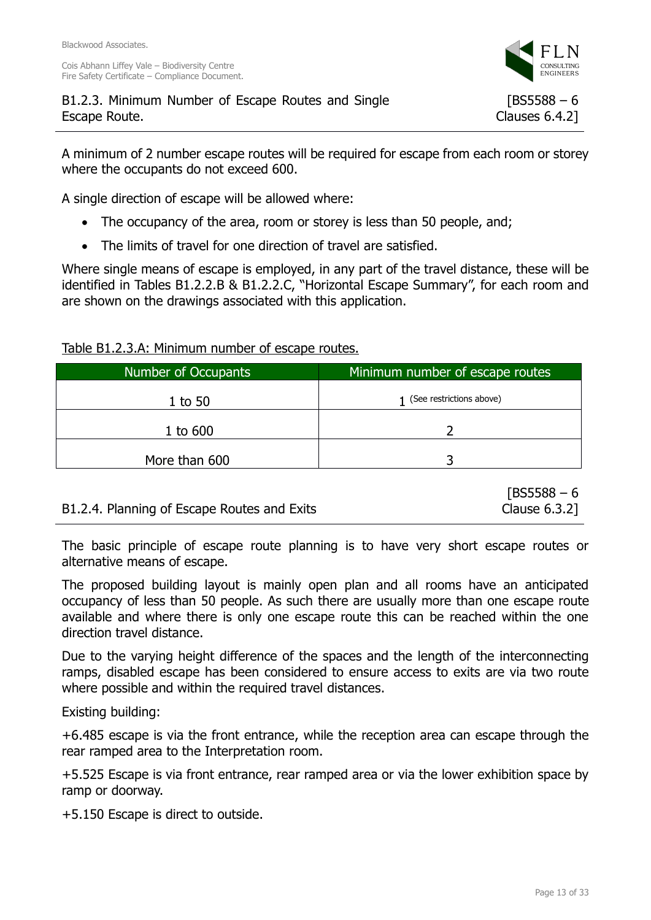## B1.2.3. Minimum Number of Escape Routes and Single Escape Route. [BS5588 – 6 Clauses 6.4.2]

A minimum of 2 number escape routes will be required for escape from each room or storey where the occupants do not exceed 600.

A single direction of escape will be allowed where:

- The occupancy of the area, room or storey is less than 50 people, and;
- The limits of travel for one direction of travel are satisfied.

Where single means of escape is employed, in any part of the travel distance, these will be identified in Tables B1.2.2.B & B1.2.2.C, "Horizontal Escape Summary", for each room and are shown on the drawings associated with this application.

Table B1.2.3.A: Minimum number of escape routes.

| Number of Occupants | Minimum number of escape routes |
|---|---|
| 1 to 50 | 1 (See restrictions above) |
| 1 to 600 | 2 |
| More than 600 | 3 |

## B1.2.4. Planning of Escape Routes and Exits [BS5588 – 6 Clause 6.3.2]

The basic principle of escape route planning is to have very short escape routes or alternative means of escape.

The proposed building layout is mainly open plan and all rooms have an anticipated occupancy of less than 50 people. As such there are usually more than one escape route available and where there is only one escape route this can be reached within the one direction travel distance.

Due to the varying height difference of the spaces and the length of the interconnecting ramps, disabled escape has been considered to ensure access to exits are via two route where possible and within the required travel distances.

Existing building:

+6.485 escape is via the front entrance, while the reception area can escape through the rear ramped area to the Interpretation room.

+5.525 Escape is via front entrance, rear ramped area or via the lower exhibition space by ramp or doorway.

+5.150 Escape is direct to outside.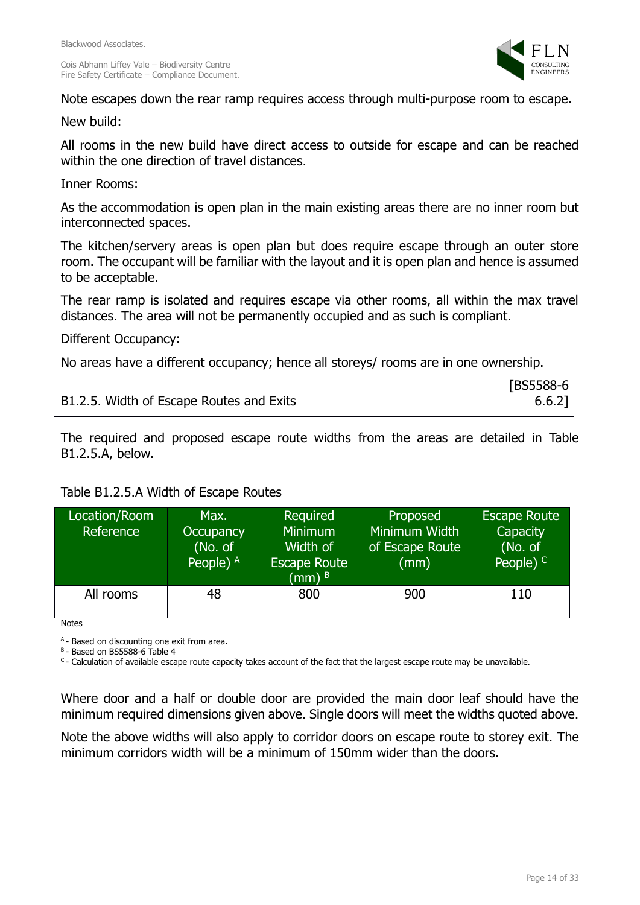Note escapes down the rear ramp requires access through multi-purpose room to escape.

New build:

All rooms in the new build have direct access to outside for escape and can be reached within the one direction of travel distances.

Inner Rooms:

As the accommodation is open plan in the main existing areas there are no inner room but interconnected spaces.

The kitchen/servery areas is open plan but does require escape through an outer store room. The occupant will be familiar with the layout and it is open plan and hence is assumed to be acceptable.

The rear ramp is isolated and requires escape via other rooms, all within the max travel distances. The area will not be permanently occupied and as such is compliant.

Different Occupancy:

No areas have a different occupancy; hence all storeys/ rooms are in one ownership.

## B1.2.5. Width of Escape Routes and Exits [BS5588-6 6.6.2]

The required and proposed escape route widths from the areas are detailed in Table B1.2.5.A, below.

Table B1.2.5.A Width of Escape Routes

| Location/Room Reference | Max. Occupancy (No. of People) [A] | Required Minimum Width of Escape Route (mm) [B] | Proposed Minimum Width of Escape Route (mm) | Escape Route Capacity (No. of People) [C] |
|---|---|---|---|---|
| All rooms | 48 | 800 | 900 | 110 |

Notes

[A] - Based on discounting one exit from area.
[B] - Based on BS5588-6 Table 4
[C] - Calculation of available escape route capacity takes account of the fact that the largest escape route may be unavailable.

Where door and a half or double door are provided the main door leaf should have the minimum required dimensions given above. Single doors will meet the widths quoted above.

Note the above widths will also apply to corridor doors on escape route to storey exit. The minimum corridors width will be a minimum of 150mm wider than the doors.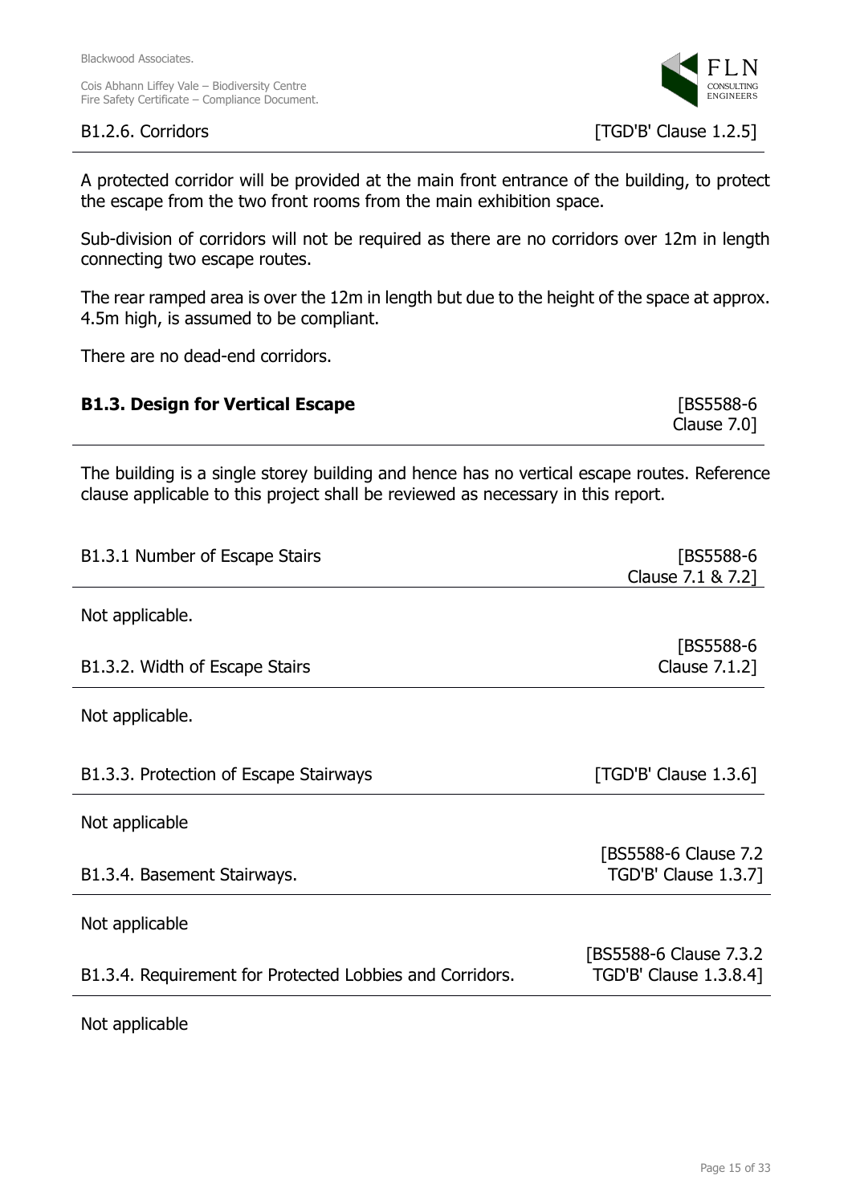### B1.2.6. Corridors [TGD'B' Clause 1.2.5]

A protected corridor will be provided at the main front entrance of the building, to protect the escape from the two front rooms from the main exhibition space.

Sub-division of corridors will not be required as there are no corridors over 12m in length connecting two escape routes.

The rear ramped area is over the 12m in length but due to the height of the space at approx. 4.5m high, is assumed to be compliant.

There are no dead-end corridors.

## B1.3. Design for Vertical Escape [BS5588-6 Clause 7.0]

The building is a single storey building and hence has no vertical escape routes. Reference clause applicable to this project shall be reviewed as necessary in this report.

### B1.3.1 Number of Escape Stairs [BS5588-6 Clause 7.1 & 7.2]

Not applicable.

### B1.3.2. Width of Escape Stairs [BS5588-6 Clause 7.1.2]

Not applicable.

### B1.3.3. Protection of Escape Stairways [TGD'B' Clause 1.3.6]

Not applicable

### B1.3.4. Basement Stairways. [BS5588-6 Clause 7.2 TGD'B' Clause 1.3.7]

Not applicable

### B1.3.4. Requirement for Protected Lobbies and Corridors. [BS5588-6 Clause 7.3.2 TGD'B' Clause 1.3.8.4]

Not applicable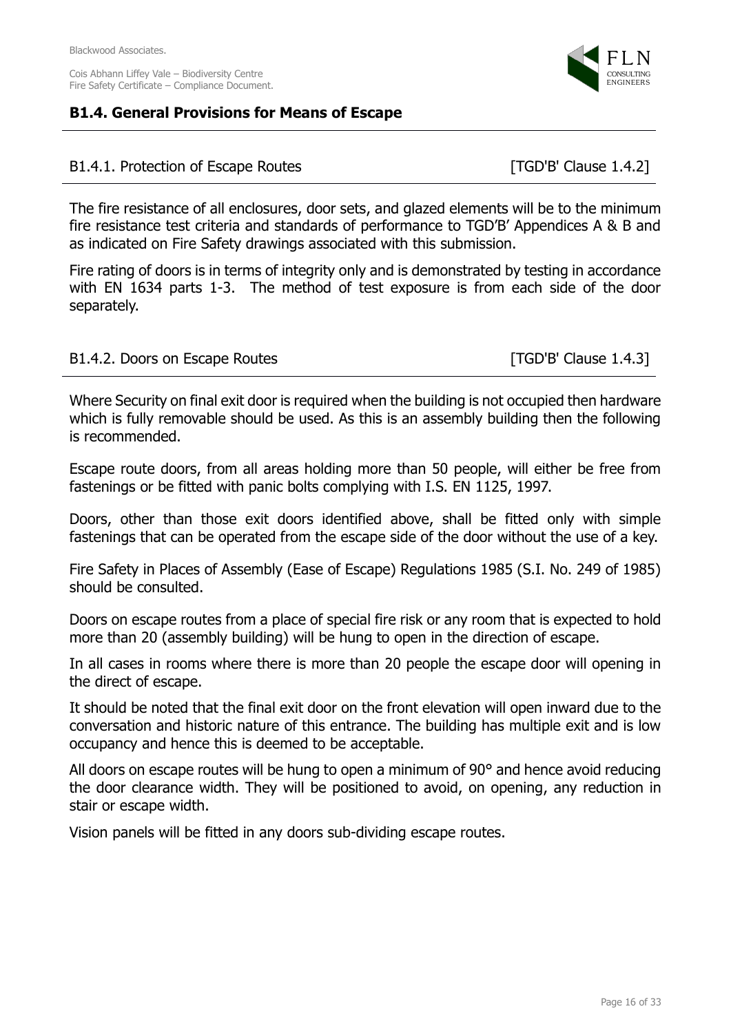## B1.4. General Provisions for Means of Escape

### B1.4.1. Protection of Escape Routes [TGD'B' Clause 1.4.2]

The fire resistance of all enclosures, door sets, and glazed elements will be to the minimum fire resistance test criteria and standards of performance to TGD'B' Appendices A & B and as indicated on Fire Safety drawings associated with this submission.

Fire rating of doors is in terms of integrity only and is demonstrated by testing in accordance with EN 1634 parts 1-3. The method of test exposure is from each side of the door separately.

### B1.4.2. Doors on Escape Routes [TGD'B' Clause 1.4.3]

Where Security on final exit door is required when the building is not occupied then hardware which is fully removable should be used. As this is an assembly building then the following is recommended.

Escape route doors, from all areas holding more than 50 people, will either be free from fastenings or be fitted with panic bolts complying with I.S. EN 1125, 1997.

Doors, other than those exit doors identified above, shall be fitted only with simple fastenings that can be operated from the escape side of the door without the use of a key.

Fire Safety in Places of Assembly (Ease of Escape) Regulations 1985 (S.I. No. 249 of 1985) should be consulted.

Doors on escape routes from a place of special fire risk or any room that is expected to hold more than 20 (assembly building) will be hung to open in the direction of escape.

In all cases in rooms where there is more than 20 people the escape door will opening in the direct of escape.

It should be noted that the final exit door on the front elevation will open inward due to the conversation and historic nature of this entrance. The building has multiple exit and is low occupancy and hence this is deemed to be acceptable.

All doors on escape routes will be hung to open a minimum of 90° and hence avoid reducing the door clearance width. They will be positioned to avoid, on opening, any reduction in stair or escape width.

Vision panels will be fitted in any doors sub-dividing escape routes.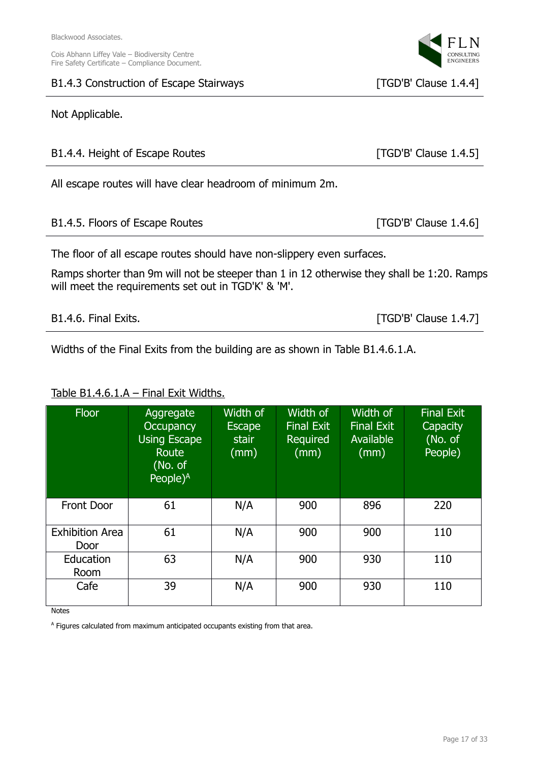### B1.4.3 Construction of Escape Stairways [TGD'B' Clause 1.4.4]

Not Applicable.

### B1.4.4. Height of Escape Routes [TGD'B' Clause 1.4.5]

All escape routes will have clear headroom of minimum 2m.

### B1.4.5. Floors of Escape Routes [TGD'B' Clause 1.4.6]

The floor of all escape routes should have non-slippery even surfaces.

Ramps shorter than 9m will not be steeper than 1 in 12 otherwise they shall be 1:20. Ramps will meet the requirements set out in TGD'K' & 'M'.

### B1.4.6. Final Exits. [TGD'B' Clause 1.4.7]

Widths of the Final Exits from the building are as shown in Table B1.4.6.1.A.

Table B1.4.6.1.A – Final Exit Widths.

| Floor | Aggregate Occupancy Using Escape Route (No. of People)[A] | Width of Escape stair (mm) | Width of Final Exit Required (mm) | Width of Final Exit Available (mm) | Final Exit Capacity (No. of People) |
|---|---|---|---|---|---|
| Front Door | 61 | N/A | 900 | 896 | 220 |
| Exhibition Area Door | 61 | N/A | 900 | 900 | 110 |
| Education Room | 63 | N/A | 900 | 930 | 110 |
| Cafe | 39 | N/A | 900 | 930 | 110 |

Notes

[A] Figures calculated from maximum anticipated occupants existing from that area.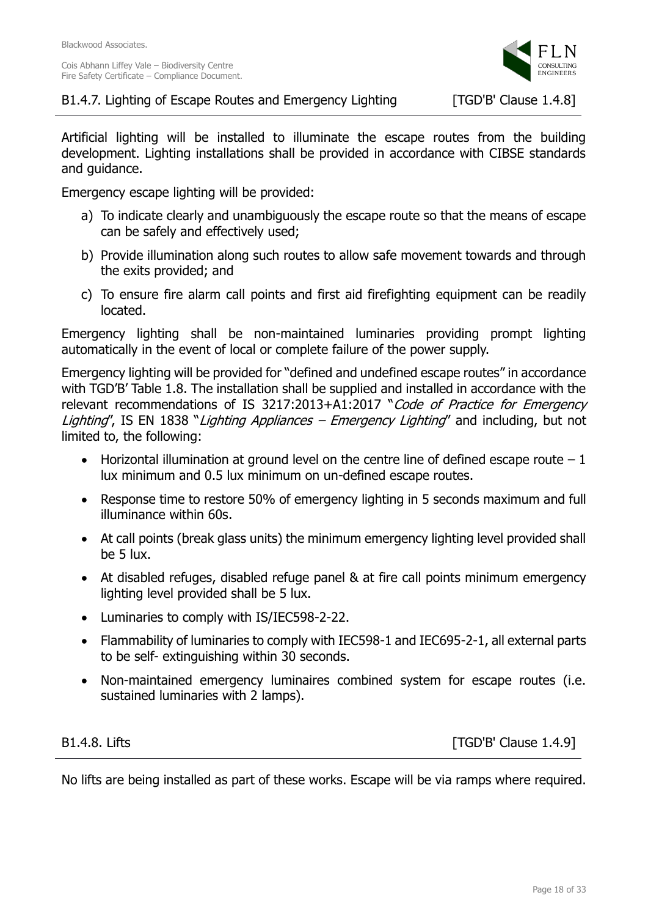## B1.4.7. Lighting of Escape Routes and Emergency Lighting [TGD'B' Clause 1.4.8]

Artificial lighting will be installed to illuminate the escape routes from the building development. Lighting installations shall be provided in accordance with CIBSE standards and guidance.

Emergency escape lighting will be provided:

a) To indicate clearly and unambiguously the escape route so that the means of escape can be safely and effectively used;

b) Provide illumination along such routes to allow safe movement towards and through the exits provided; and

c) To ensure fire alarm call points and first aid firefighting equipment can be readily located.

Emergency lighting shall be non-maintained luminaries providing prompt lighting automatically in the event of local or complete failure of the power supply.

Emergency lighting will be provided for "defined and undefined escape routes" in accordance with TGD'B' Table 1.8. The installation shall be supplied and installed in accordance with the relevant recommendations of IS 3217:2013+A1:2017 "*Code of Practice for Emergency Lighting*", IS EN 1838 "*Lighting Appliances – Emergency Lighting*" and including, but not limited to, the following:

- Horizontal illumination at ground level on the centre line of defined escape route – 1 lux minimum and 0.5 lux minimum on un-defined escape routes.
- Response time to restore 50% of emergency lighting in 5 seconds maximum and full illuminance within 60s.
- At call points (break glass units) the minimum emergency lighting level provided shall be 5 lux.
- At disabled refuges, disabled refuge panel & at fire call points minimum emergency lighting level provided shall be 5 lux.
- Luminaries to comply with IS/IEC598-2-22.
- Flammability of luminaries to comply with IEC598-1 and IEC695-2-1, all external parts to be self- extinguishing within 30 seconds.
- Non-maintained emergency luminaires combined system for escape routes (i.e. sustained luminaries with 2 lamps).

## B1.4.8. Lifts [TGD'B' Clause 1.4.9]

No lifts are being installed as part of these works. Escape will be via ramps where required.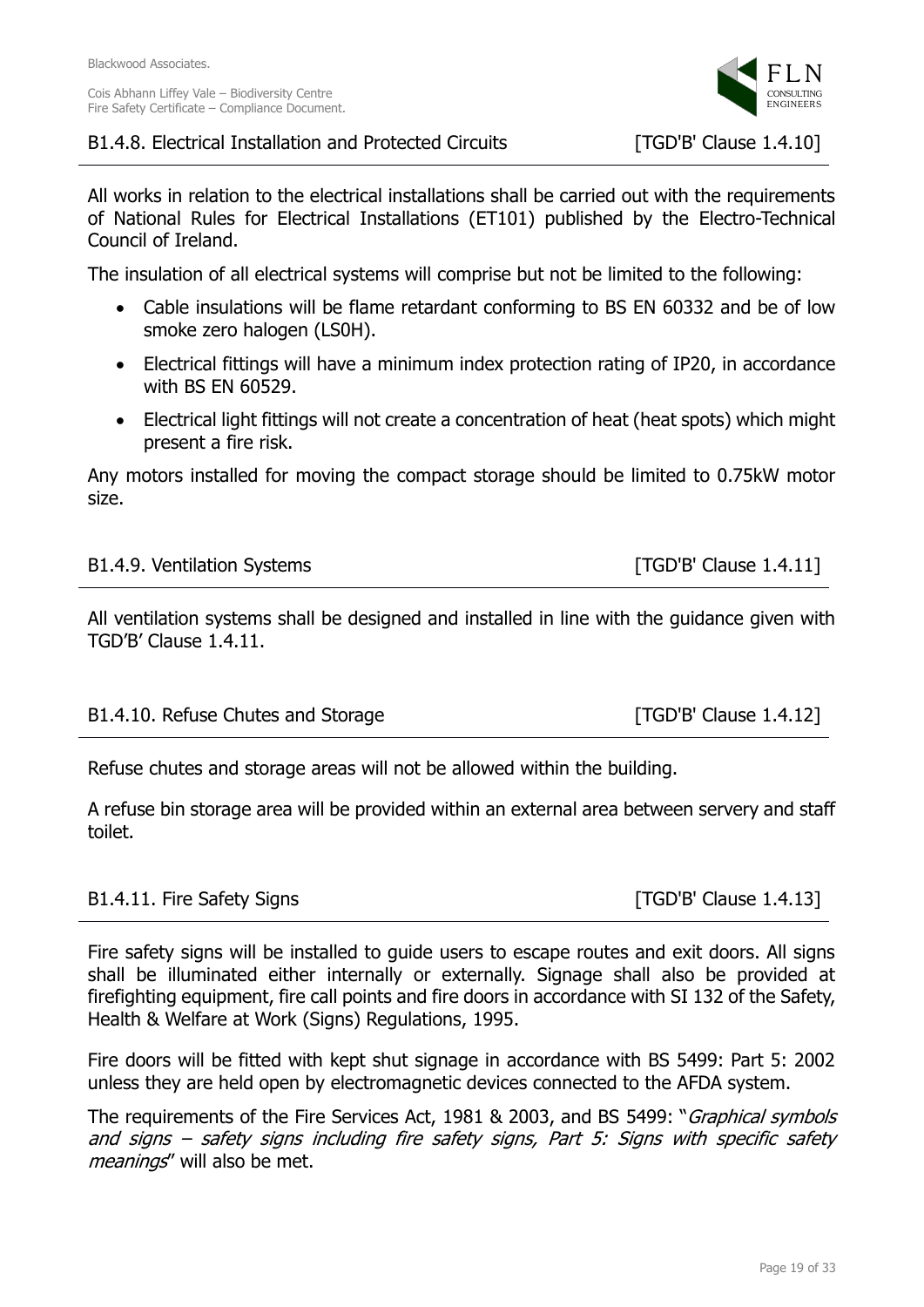## B1.4.8. Electrical Installation and Protected Circuits [TGD'B' Clause 1.4.10]

All works in relation to the electrical installations shall be carried out with the requirements of National Rules for Electrical Installations (ET101) published by the Electro-Technical Council of Ireland.

The insulation of all electrical systems will comprise but not be limited to the following:

- Cable insulations will be flame retardant conforming to BS EN 60332 and be of low smoke zero halogen (LS0H).
- Electrical fittings will have a minimum index protection rating of IP20, in accordance with BS EN 60529.
- Electrical light fittings will not create a concentration of heat (heat spots) which might present a fire risk.

Any motors installed for moving the compact storage should be limited to 0.75kW motor size.

## B1.4.9. Ventilation Systems [TGD'B' Clause 1.4.11]

All ventilation systems shall be designed and installed in line with the guidance given with TGD'B' Clause 1.4.11.

## B1.4.10. Refuse Chutes and Storage [TGD'B' Clause 1.4.12]

Refuse chutes and storage areas will not be allowed within the building.

A refuse bin storage area will be provided within an external area between servery and staff toilet.

## B1.4.11. Fire Safety Signs [TGD'B' Clause 1.4.13]

Fire safety signs will be installed to guide users to escape routes and exit doors. All signs shall be illuminated either internally or externally. Signage shall also be provided at firefighting equipment, fire call points and fire doors in accordance with SI 132 of the Safety, Health & Welfare at Work (Signs) Regulations, 1995.

Fire doors will be fitted with kept shut signage in accordance with BS 5499: Part 5: 2002 unless they are held open by electromagnetic devices connected to the AFDA system.

The requirements of the Fire Services Act, 1981 & 2003, and BS 5499: "*Graphical symbols and signs – safety signs including fire safety signs, Part 5: Signs with specific safety meanings*" will also be met.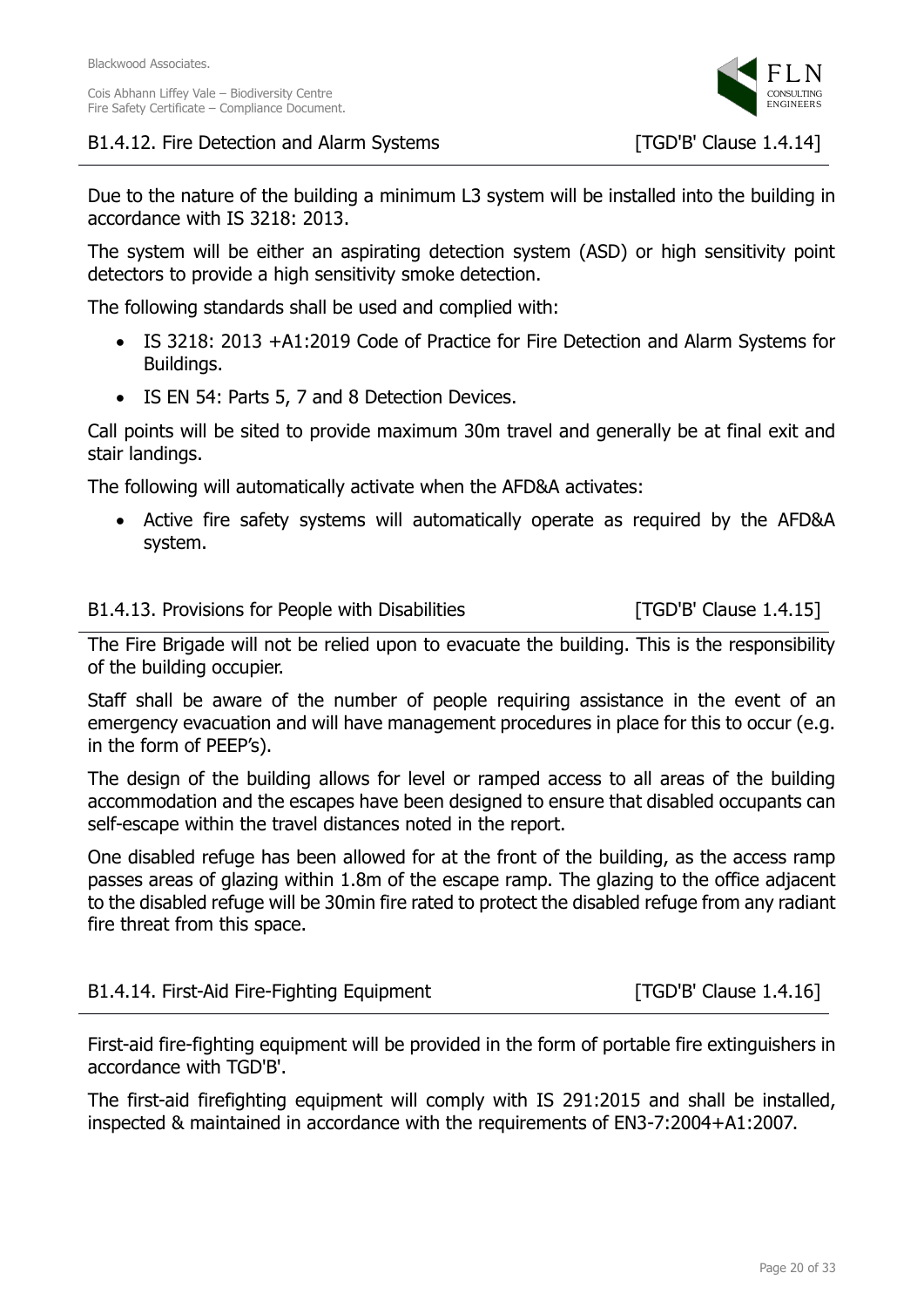### B1.4.12. Fire Detection and Alarm Systems [TGD'B' Clause 1.4.14]

Due to the nature of the building a minimum L3 system will be installed into the building in accordance with IS 3218: 2013.

The system will be either an aspirating detection system (ASD) or high sensitivity point detectors to provide a high sensitivity smoke detection.

The following standards shall be used and complied with:

- IS 3218: 2013 +A1:2019 Code of Practice for Fire Detection and Alarm Systems for Buildings.
- IS EN 54: Parts 5, 7 and 8 Detection Devices.

Call points will be sited to provide maximum 30m travel and generally be at final exit and stair landings.

The following will automatically activate when the AFD&A activates:

- Active fire safety systems will automatically operate as required by the AFD&A system.

### B1.4.13. Provisions for People with Disabilities [TGD'B' Clause 1.4.15]

The Fire Brigade will not be relied upon to evacuate the building. This is the responsibility of the building occupier.

Staff shall be aware of the number of people requiring assistance in the event of an emergency evacuation and will have management procedures in place for this to occur (e.g. in the form of PEEP's).

The design of the building allows for level or ramped access to all areas of the building accommodation and the escapes have been designed to ensure that disabled occupants can self-escape within the travel distances noted in the report.

One disabled refuge has been allowed for at the front of the building, as the access ramp passes areas of glazing within 1.8m of the escape ramp. The glazing to the office adjacent to the disabled refuge will be 30min fire rated to protect the disabled refuge from any radiant fire threat from this space.

### B1.4.14. First-Aid Fire-Fighting Equipment [TGD'B' Clause 1.4.16]

First-aid fire-fighting equipment will be provided in the form of portable fire extinguishers in accordance with TGD'B'.

The first-aid firefighting equipment will comply with IS 291:2015 and shall be installed, inspected & maintained in accordance with the requirements of EN3-7:2004+A1:2007.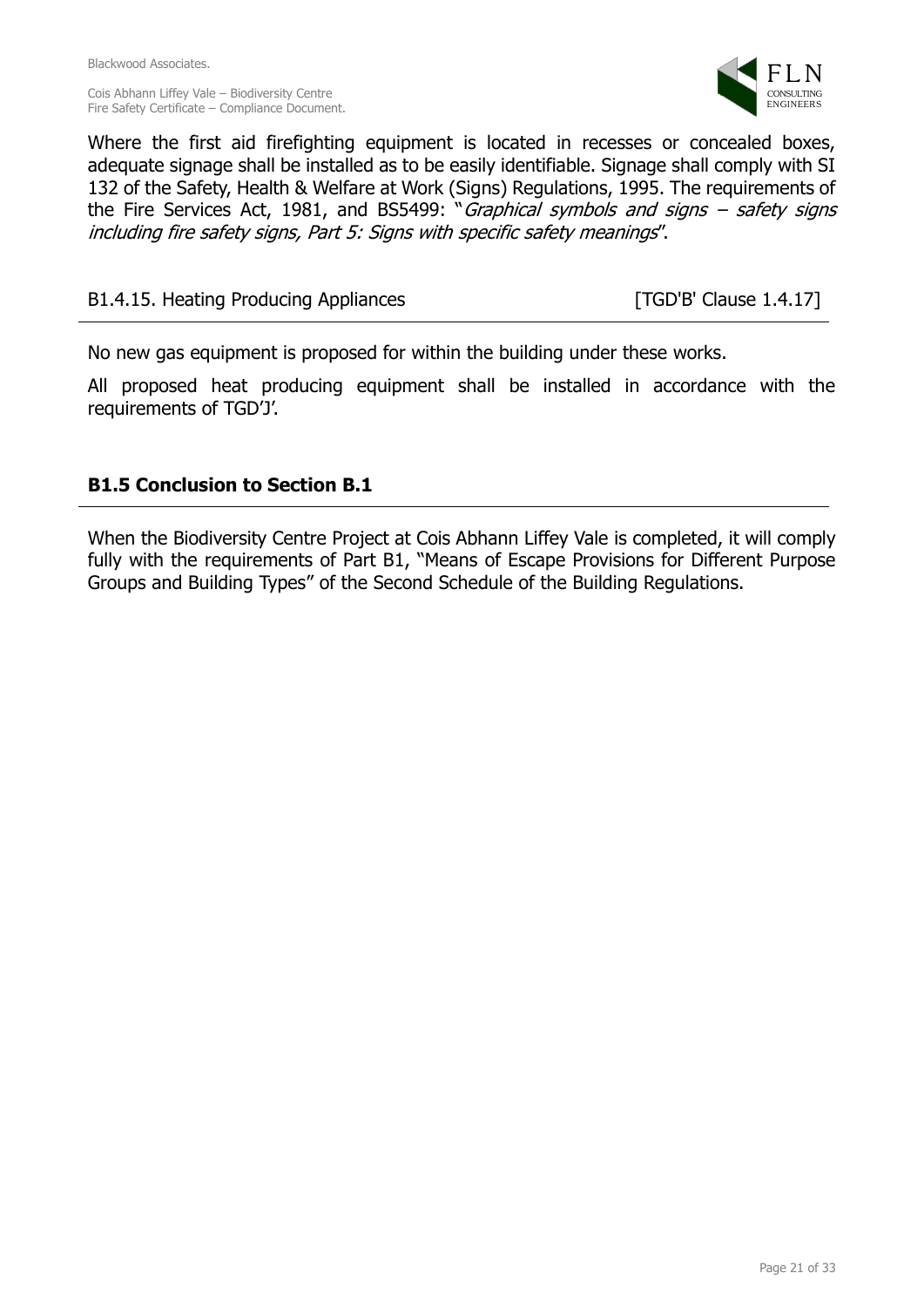Where the first aid firefighting equipment is located in recesses or concealed boxes, adequate signage shall be installed as to be easily identifiable. Signage shall comply with SI 132 of the Safety, Health & Welfare at Work (Signs) Regulations, 1995. The requirements of the Fire Services Act, 1981, and BS5499: "*Graphical symbols and signs – safety signs including fire safety signs, Part 5: Signs with specific safety meanings*".

B1.4.15. Heating Producing Appliances [TGD'B' Clause 1.4.17]

No new gas equipment is proposed for within the building under these works.

All proposed heat producing equipment shall be installed in accordance with the requirements of TGD'J'.

## B1.5 Conclusion to Section B.1

When the Biodiversity Centre Project at Cois Abhann Liffey Vale is completed, it will comply fully with the requirements of Part B1, "Means of Escape Provisions for Different Purpose Groups and Building Types" of the Second Schedule of the Building Regulations.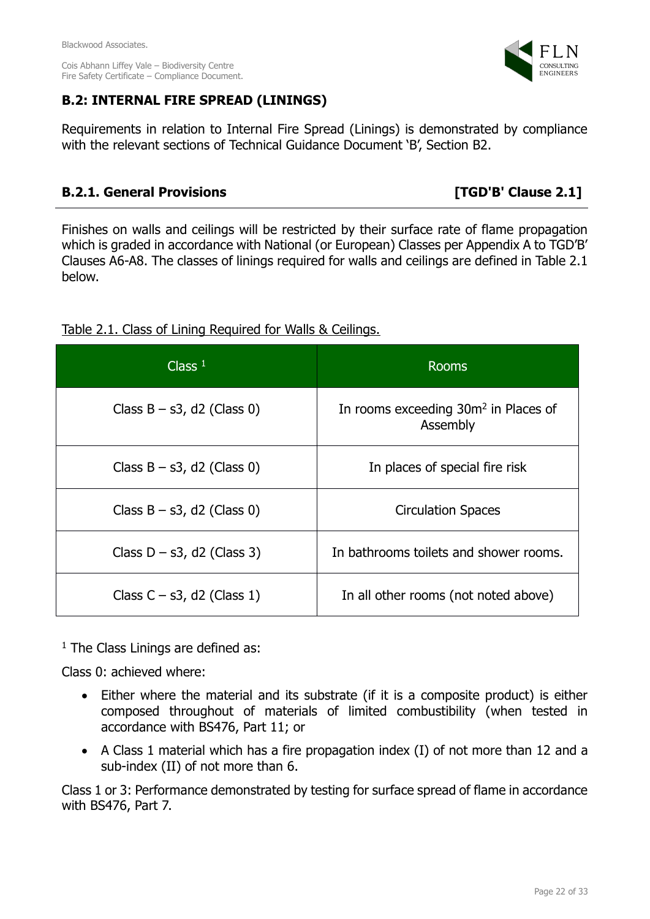## B.2: INTERNAL FIRE SPREAD (LININGS)

Requirements in relation to Internal Fire Spread (Linings) is demonstrated by compliance with the relevant sections of Technical Guidance Document 'B', Section B2.

### B.2.1. General Provisions [TGD'B' Clause 2.1]

Finishes on walls and ceilings will be restricted by their surface rate of flame propagation which is graded in accordance with National (or European) Classes per Appendix A to TGD'B' Clauses A6-A8. The classes of linings required for walls and ceilings are defined in Table 2.1 below.

Table 2.1. Class of Lining Required for Walls & Ceilings.

| Class [1] | Rooms |
|---|---|
| Class B – s3, d2 (Class 0) | In rooms exceeding 30m² in Places of Assembly |
| Class B – s3, d2 (Class 0) | In places of special fire risk |
| Class B – s3, d2 (Class 0) | Circulation Spaces |
| Class D – s3, d2 (Class 3) | In bathrooms toilets and shower rooms. |
| Class C – s3, d2 (Class 1) | In all other rooms (not noted above) |

[1] The Class Linings are defined as:

Class 0: achieved where:

- Either where the material and its substrate (if it is a composite product) is either composed throughout of materials of limited combustibility (when tested in accordance with BS476, Part 11; or
- A Class 1 material which has a fire propagation index (I) of not more than 12 and a sub-index (II) of not more than 6.

Class 1 or 3: Performance demonstrated by testing for surface spread of flame in accordance with BS476, Part 7.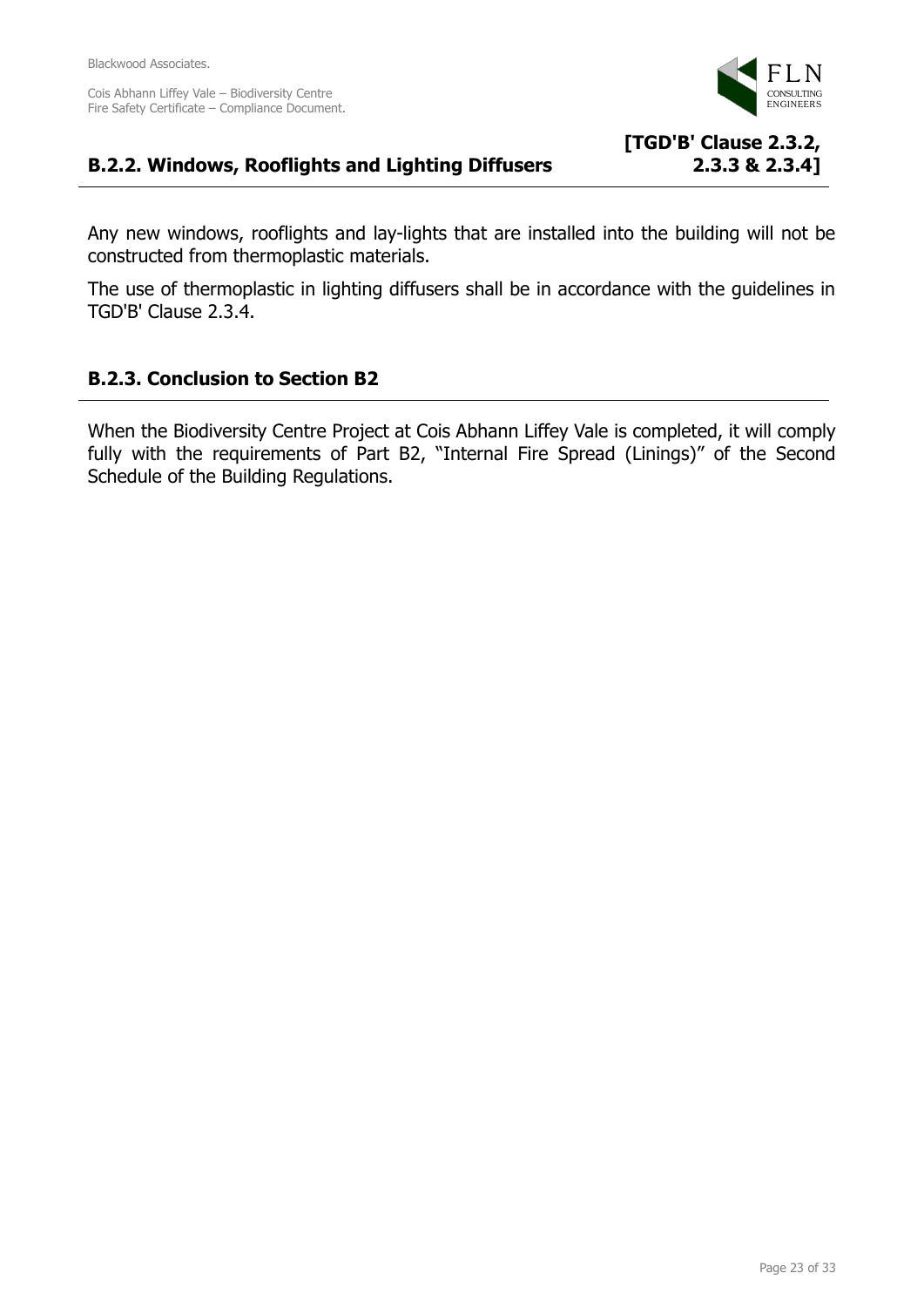## B.2.2. Windows, Rooflights and Lighting Diffusers [TGD'B' Clause 2.3.2, 2.3.3 & 2.3.4]

Any new windows, rooflights and lay-lights that are installed into the building will not be constructed from thermoplastic materials.

The use of thermoplastic in lighting diffusers shall be in accordance with the guidelines in TGD'B' Clause 2.3.4.

## B.2.3. Conclusion to Section B2

When the Biodiversity Centre Project at Cois Abhann Liffey Vale is completed, it will comply fully with the requirements of Part B2, "Internal Fire Spread (Linings)" of the Second Schedule of the Building Regulations.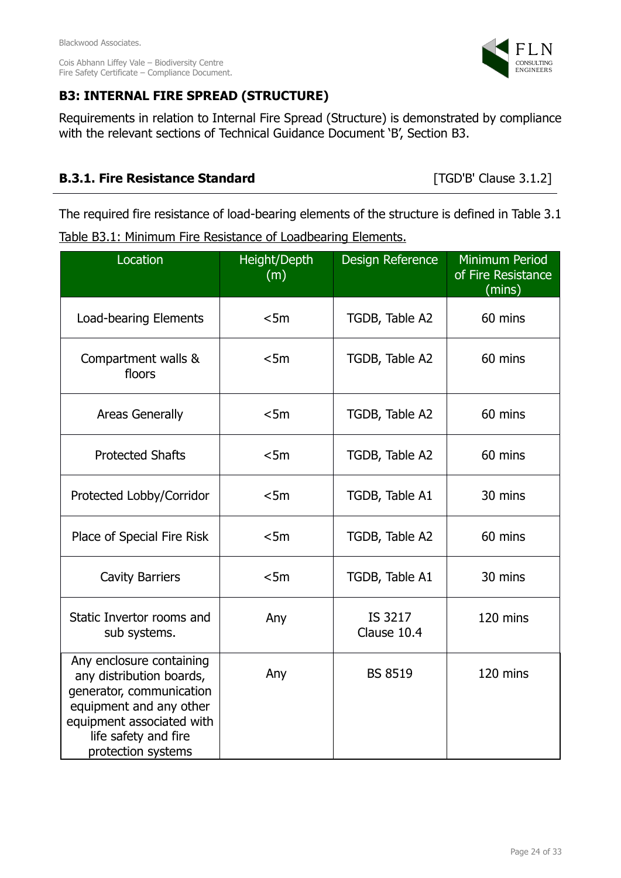## B3: INTERNAL FIRE SPREAD (STRUCTURE)

Requirements in relation to Internal Fire Spread (Structure) is demonstrated by compliance with the relevant sections of Technical Guidance Document 'B', Section B3.

### B.3.1. Fire Resistance Standard [TGD'B' Clause 3.1.2]

The required fire resistance of load-bearing elements of the structure is defined in Table 3.1

Table B3.1: Minimum Fire Resistance of Loadbearing Elements.

| Location | Height/Depth (m) | Design Reference | Minimum Period of Fire Resistance (mins) |
|---|---|---|---|
| Load-bearing Elements | <5m | TGDB, Table A2 | 60 mins |
| Compartment walls & floors | <5m | TGDB, Table A2 | 60 mins |
| Areas Generally | <5m | TGDB, Table A2 | 60 mins |
| Protected Shafts | <5m | TGDB, Table A2 | 60 mins |
| Protected Lobby/Corridor | <5m | TGDB, Table A1 | 30 mins |
| Place of Special Fire Risk | <5m | TGDB, Table A2 | 60 mins |
| Cavity Barriers | <5m | TGDB, Table A1 | 30 mins |
| Static Invertor rooms and sub systems. | Any | IS 3217 Clause 10.4 | 120 mins |
| Any enclosure containing any distribution boards, generator, communication equipment and any other equipment associated with life safety and fire protection systems | Any | BS 8519 | 120 mins |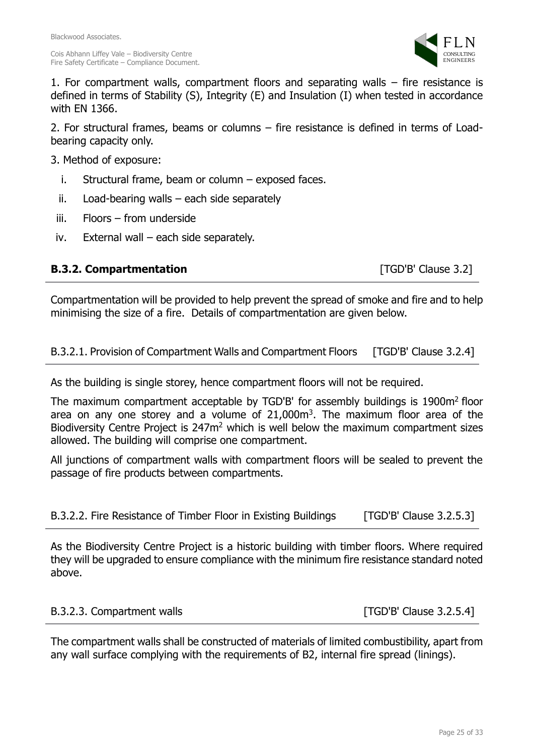1. For compartment walls, compartment floors and separating walls – fire resistance is defined in terms of Stability (S), Integrity (E) and Insulation (I) when tested in accordance with EN 1366.

2. For structural frames, beams or columns – fire resistance is defined in terms of Load-bearing capacity only.

3. Method of exposure:

   i. Structural frame, beam or column – exposed faces.

   ii. Load-bearing walls – each side separately

   iii. Floors – from underside

   iv. External wall – each side separately.

### B.3.2. Compartmentation [TGD'B' Clause 3.2]

Compartmentation will be provided to help prevent the spread of smoke and fire and to help minimising the size of a fire. Details of compartmentation are given below.

#### B.3.2.1. Provision of Compartment Walls and Compartment Floors [TGD'B' Clause 3.2.4]

As the building is single storey, hence compartment floors will not be required.

The maximum compartment acceptable by TGD'B' for assembly buildings is 1900m$^2$ floor area on any one storey and a volume of 21,000m$^3$. The maximum floor area of the Biodiversity Centre Project is 247m$^2$ which is well below the maximum compartment sizes allowed. The building will comprise one compartment.

All junctions of compartment walls with compartment floors will be sealed to prevent the passage of fire products between compartments.

#### B.3.2.2. Fire Resistance of Timber Floor in Existing Buildings [TGD'B' Clause 3.2.5.3]

As the Biodiversity Centre Project is a historic building with timber floors. Where required they will be upgraded to ensure compliance with the minimum fire resistance standard noted above.

#### B.3.2.3. Compartment walls [TGD'B' Clause 3.2.5.4]

The compartment walls shall be constructed of materials of limited combustibility, apart from any wall surface complying with the requirements of B2, internal fire spread (linings).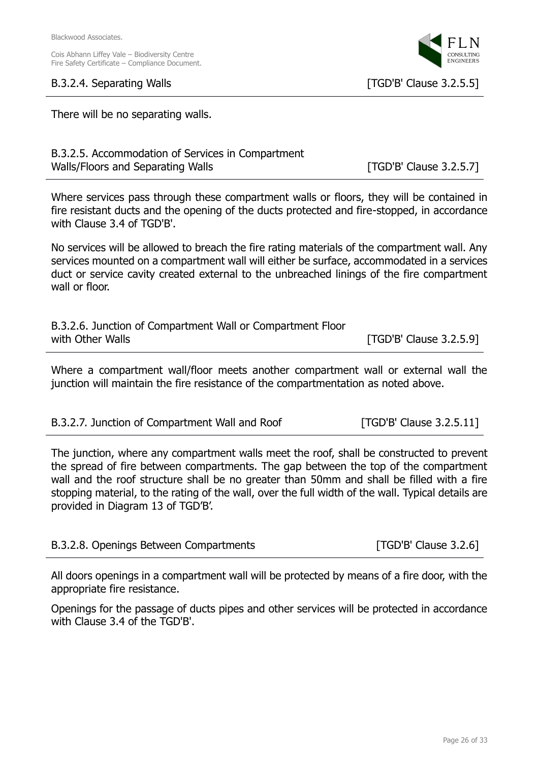### B.3.2.4. Separating Walls [TGD'B' Clause 3.2.5.5]

There will be no separating walls.

### B.3.2.5. Accommodation of Services in Compartment Walls/Floors and Separating Walls [TGD'B' Clause 3.2.5.7]

Where services pass through these compartment walls or floors, they will be contained in fire resistant ducts and the opening of the ducts protected and fire-stopped, in accordance with Clause 3.4 of TGD'B'.

No services will be allowed to breach the fire rating materials of the compartment wall. Any services mounted on a compartment wall will either be surface, accommodated in a services duct or service cavity created external to the unbreached linings of the fire compartment wall or floor.

### B.3.2.6. Junction of Compartment Wall or Compartment Floor with Other Walls [TGD'B' Clause 3.2.5.9]

Where a compartment wall/floor meets another compartment wall or external wall the junction will maintain the fire resistance of the compartmentation as noted above.

### B.3.2.7. Junction of Compartment Wall and Roof [TGD'B' Clause 3.2.5.11]

The junction, where any compartment walls meet the roof, shall be constructed to prevent the spread of fire between compartments. The gap between the top of the compartment wall and the roof structure shall be no greater than 50mm and shall be filled with a fire stopping material, to the rating of the wall, over the full width of the wall. Typical details are provided in Diagram 13 of TGD'B'.

### B.3.2.8. Openings Between Compartments [TGD'B' Clause 3.2.6]

All doors openings in a compartment wall will be protected by means of a fire door, with the appropriate fire resistance.

Openings for the passage of ducts pipes and other services will be protected in accordance with Clause 3.4 of the TGD'B'.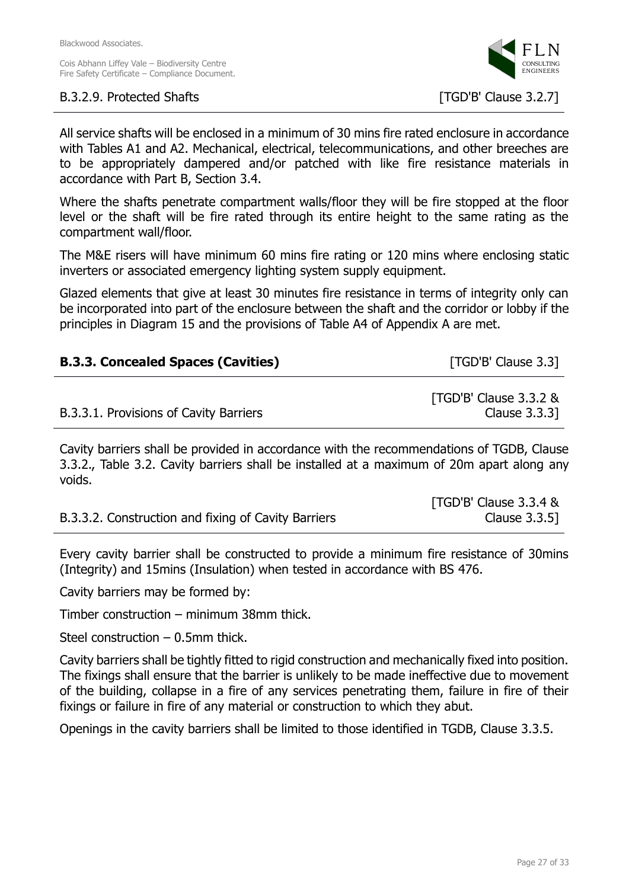### B.3.2.9. Protected Shafts [TGD'B' Clause 3.2.7]

All service shafts will be enclosed in a minimum of 30 mins fire rated enclosure in accordance with Tables A1 and A2. Mechanical, electrical, telecommunications, and other breeches are to be appropriately dampered and/or patched with like fire resistance materials in accordance with Part B, Section 3.4.

Where the shafts penetrate compartment walls/floor they will be fire stopped at the floor level or the shaft will be fire rated through its entire height to the same rating as the compartment wall/floor.

The M&E risers will have minimum 60 mins fire rating or 120 mins where enclosing static inverters or associated emergency lighting system supply equipment.

Glazed elements that give at least 30 minutes fire resistance in terms of integrity only can be incorporated into part of the enclosure between the shaft and the corridor or lobby if the principles in Diagram 15 and the provisions of Table A4 of Appendix A are met.

## B.3.3. Concealed Spaces (Cavities) [TGD'B' Clause 3.3]

### B.3.3.1. Provisions of Cavity Barriers [TGD'B' Clause 3.3.2 & Clause 3.3.3]

Cavity barriers shall be provided in accordance with the recommendations of TGDB, Clause 3.3.2., Table 3.2. Cavity barriers shall be installed at a maximum of 20m apart along any voids.

### B.3.3.2. Construction and fixing of Cavity Barriers [TGD'B' Clause 3.3.4 & Clause 3.3.5]

Every cavity barrier shall be constructed to provide a minimum fire resistance of 30mins (Integrity) and 15mins (Insulation) when tested in accordance with BS 476.

Cavity barriers may be formed by:

Timber construction – minimum 38mm thick.

Steel construction – 0.5mm thick.

Cavity barriers shall be tightly fitted to rigid construction and mechanically fixed into position. The fixings shall ensure that the barrier is unlikely to be made ineffective due to movement of the building, collapse in a fire of any services penetrating them, failure in fire of their fixings or failure in fire of any material or construction to which they abut.

Openings in the cavity barriers shall be limited to those identified in TGDB, Clause 3.3.5.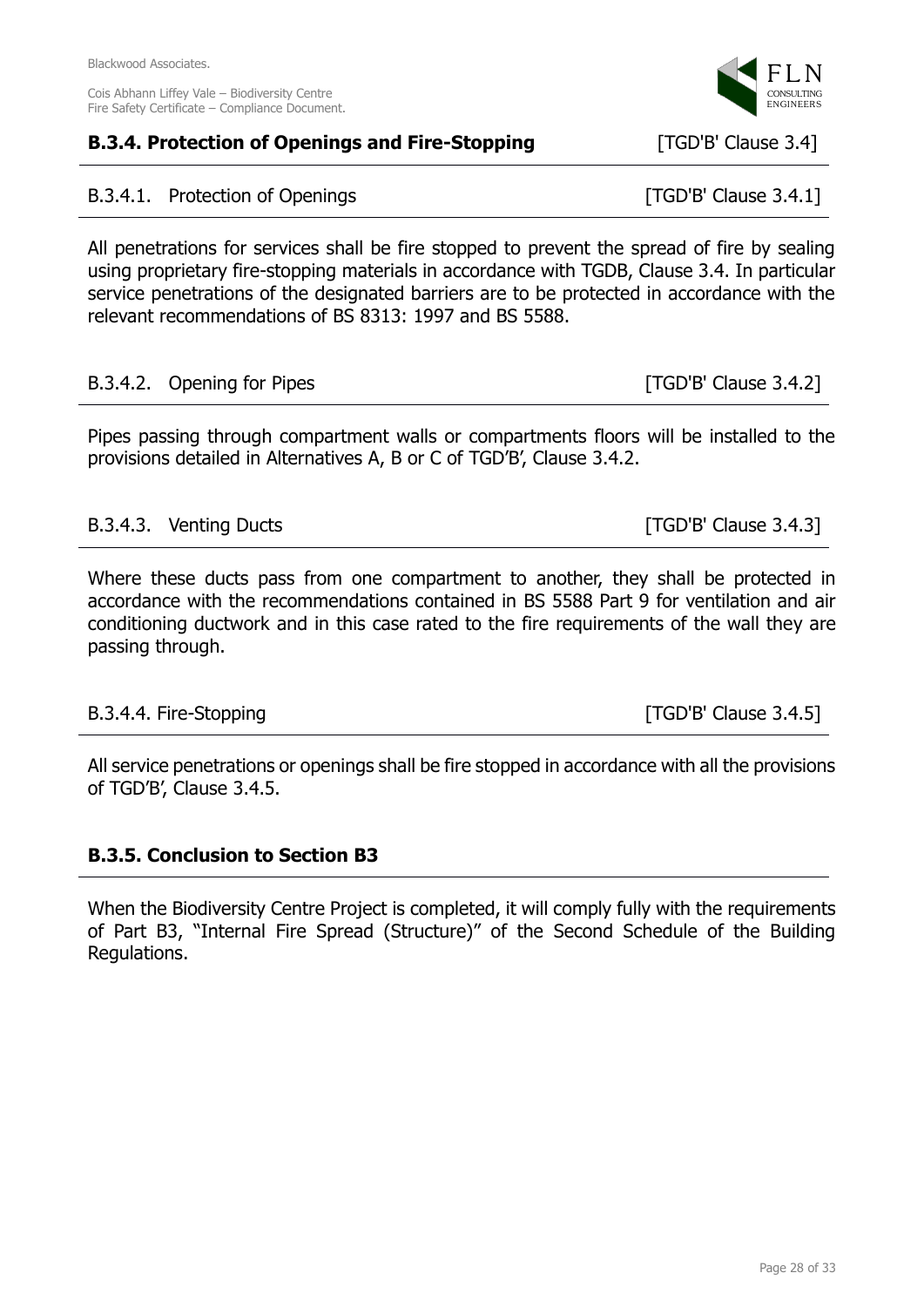## B.3.4. Protection of Openings and Fire-Stopping [TGD'B' Clause 3.4]

### B.3.4.1. Protection of Openings [TGD'B' Clause 3.4.1]

All penetrations for services shall be fire stopped to prevent the spread of fire by sealing using proprietary fire-stopping materials in accordance with TGDB, Clause 3.4. In particular service penetrations of the designated barriers are to be protected in accordance with the relevant recommendations of BS 8313: 1997 and BS 5588.

### B.3.4.2. Opening for Pipes [TGD'B' Clause 3.4.2]

Pipes passing through compartment walls or compartments floors will be installed to the provisions detailed in Alternatives A, B or C of TGD'B', Clause 3.4.2.

### B.3.4.3. Venting Ducts [TGD'B' Clause 3.4.3]

Where these ducts pass from one compartment to another, they shall be protected in accordance with the recommendations contained in BS 5588 Part 9 for ventilation and air conditioning ductwork and in this case rated to the fire requirements of the wall they are passing through.

### B.3.4.4. Fire-Stopping [TGD'B' Clause 3.4.5]

All service penetrations or openings shall be fire stopped in accordance with all the provisions of TGD'B', Clause 3.4.5.

## B.3.5. Conclusion to Section B3

When the Biodiversity Centre Project is completed, it will comply fully with the requirements of Part B3, "Internal Fire Spread (Structure)" of the Second Schedule of the Building Regulations.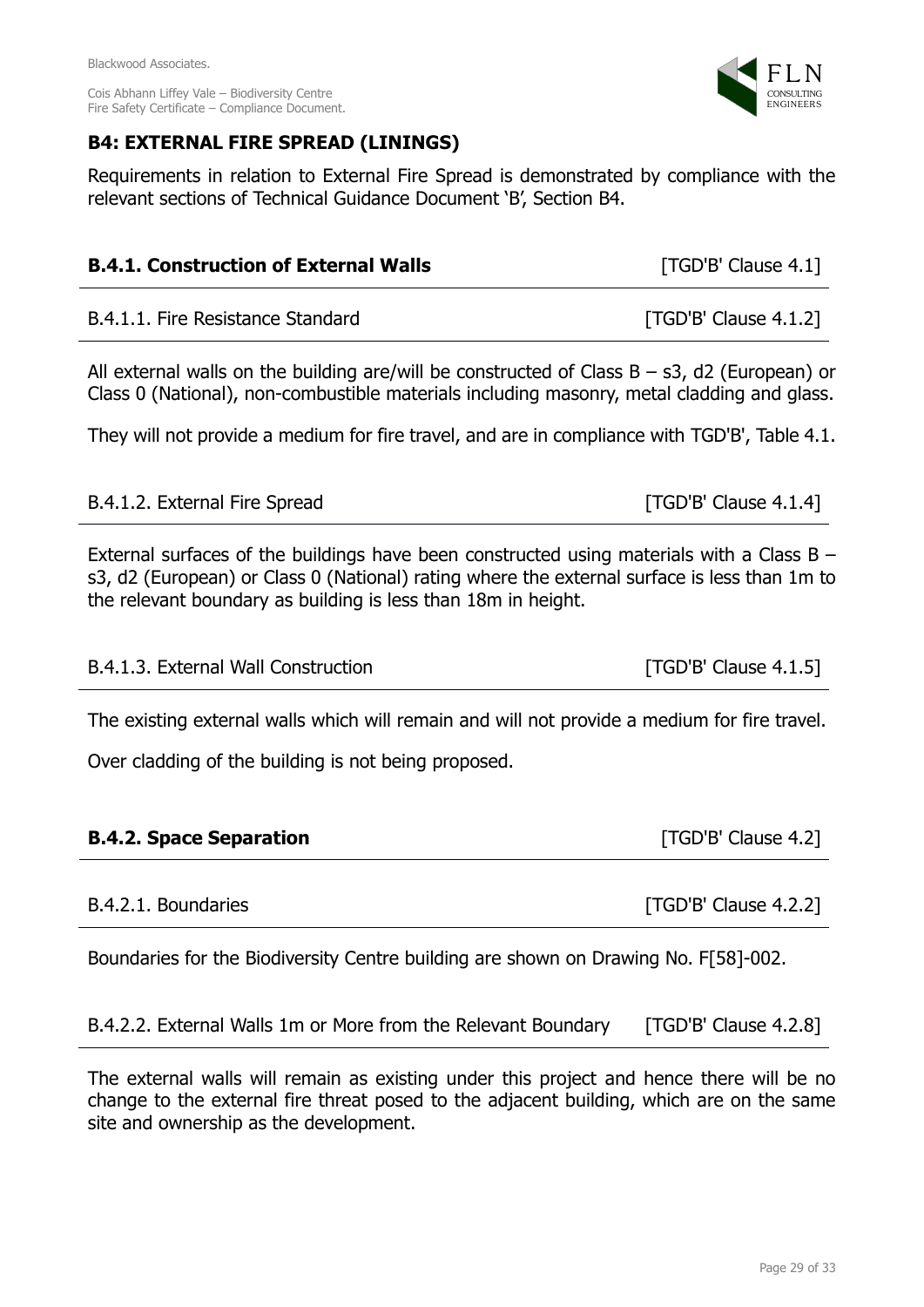## B4: EXTERNAL FIRE SPREAD (LININGS)

Requirements in relation to External Fire Spread is demonstrated by compliance with the relevant sections of Technical Guidance Document 'B', Section B4.

### B.4.1. Construction of External Walls [TGD'B' Clause 4.1]

#### B.4.1.1. Fire Resistance Standard [TGD'B' Clause 4.1.2]

All external walls on the building are/will be constructed of Class B – s3, d2 (European) or Class 0 (National), non-combustible materials including masonry, metal cladding and glass.

They will not provide a medium for fire travel, and are in compliance with TGD'B', Table 4.1.

#### B.4.1.2. External Fire Spread [TGD'B' Clause 4.1.4]

External surfaces of the buildings have been constructed using materials with a Class B – s3, d2 (European) or Class 0 (National) rating where the external surface is less than 1m to the relevant boundary as building is less than 18m in height.

#### B.4.1.3. External Wall Construction [TGD'B' Clause 4.1.5]

The existing external walls which will remain and will not provide a medium for fire travel.

Over cladding of the building is not being proposed.

### B.4.2. Space Separation [TGD'B' Clause 4.2]

#### B.4.2.1. Boundaries [TGD'B' Clause 4.2.2]

Boundaries for the Biodiversity Centre building are shown on Drawing No. F[58]-002.

#### B.4.2.2. External Walls 1m or More from the Relevant Boundary [TGD'B' Clause 4.2.8]

The external walls will remain as existing under this project and hence there will be no change to the external fire threat posed to the adjacent building, which are on the same site and ownership as the development.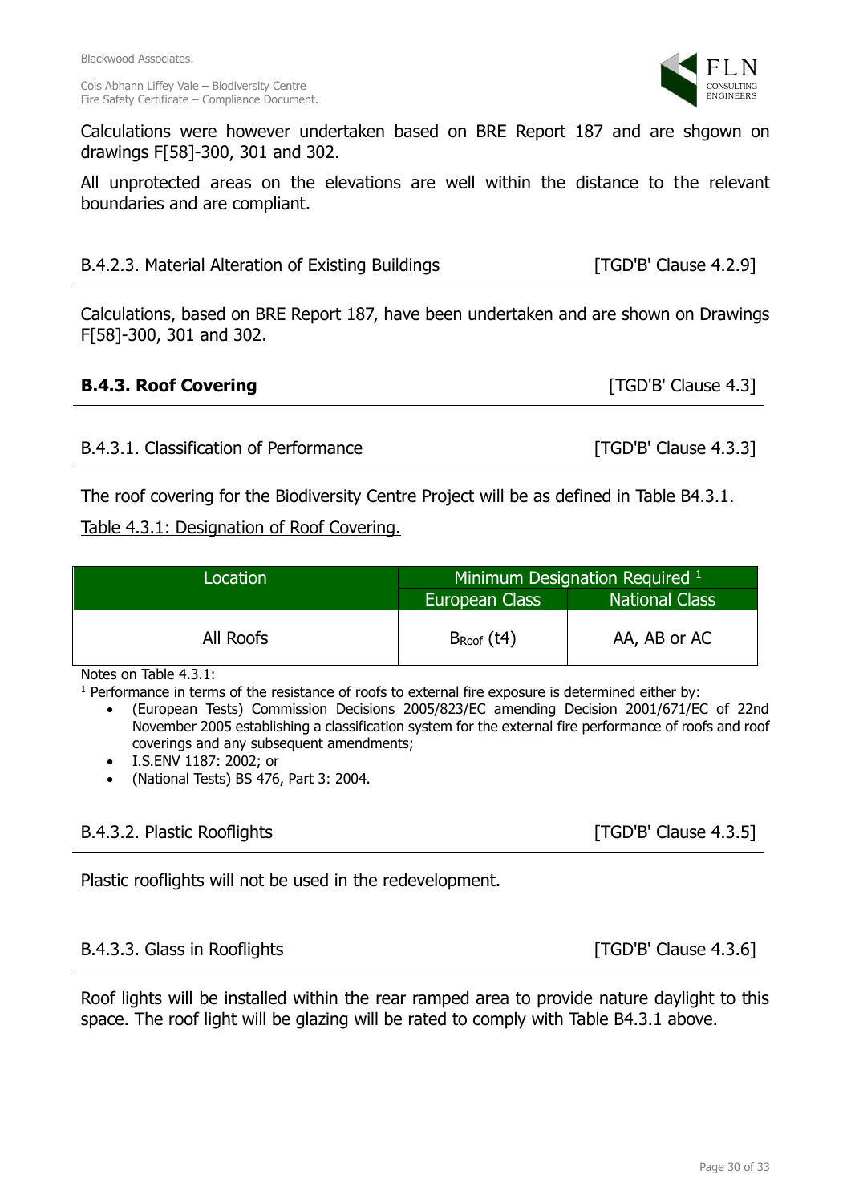Calculations were however undertaken based on BRE Report 187 and are shgown on drawings F[58]-300, 301 and 302.

All unprotected areas on the elevations are well within the distance to the relevant boundaries and are compliant.

### B.4.2.3. Material Alteration of Existing Buildings [TGD'B' Clause 4.2.9]

Calculations, based on BRE Report 187, have been undertaken and are shown on Drawings F[58]-300, 301 and 302.

## **B.4.3. Roof Covering** [TGD'B' Clause 4.3]

### B.4.3.1. Classification of Performance [TGD'B' Clause 4.3.3]

The roof covering for the Biodiversity Centre Project will be as defined in Table B4.3.1.

Table 4.3.1: Designation of Roof Covering.

| Location | Minimum Designation Required [1] | |
|---|---|---|
| | European Class | National Class |
| All Roofs | $B_{Roof}$ (t4) | AA, AB or AC |

Notes on Table 4.3.1:

[1] Performance in terms of the resistance of roofs to external fire exposure is determined either by:

- (European Tests) Commission Decisions 2005/823/EC amending Decision 2001/671/EC of 22nd November 2005 establishing a classification system for the external fire performance of roofs and roof coverings and any subsequent amendments;
- I.S.ENV 1187: 2002; or
- (National Tests) BS 476, Part 3: 2004.

### B.4.3.2. Plastic Rooflights [TGD'B' Clause 4.3.5]

Plastic rooflights will not be used in the redevelopment.

### B.4.3.3. Glass in Rooflights [TGD'B' Clause 4.3.6]

Roof lights will be installed within the rear ramped area to provide nature daylight to this space. The roof light will be glazing will be rated to comply with Table B4.3.1 above.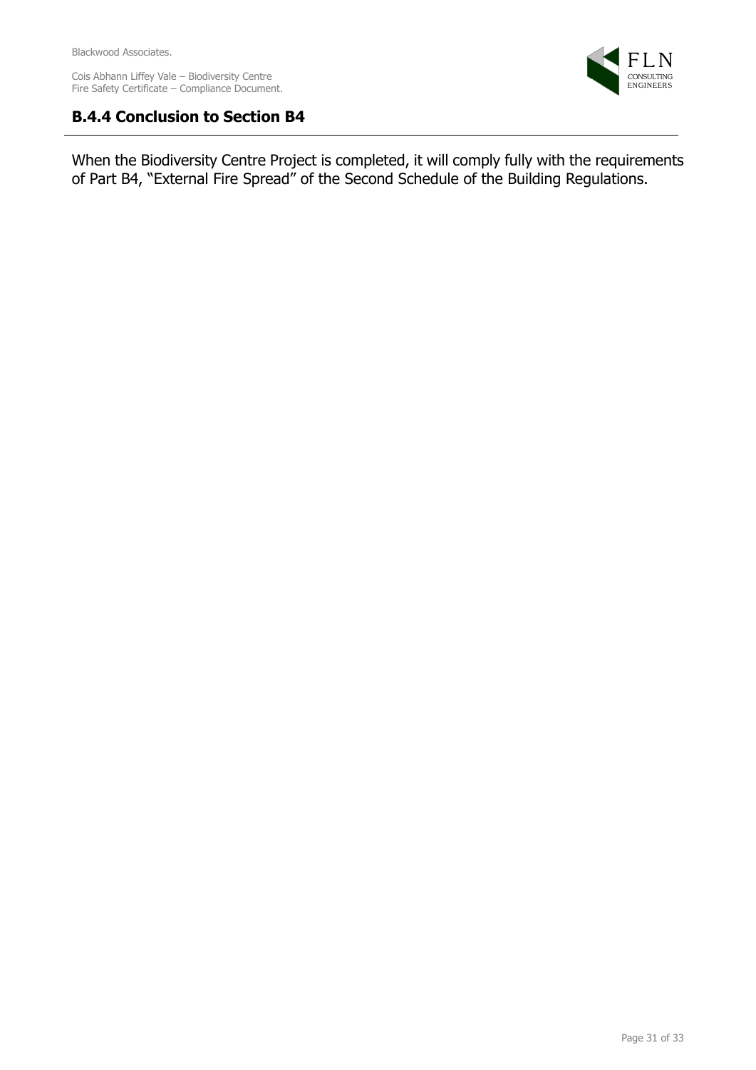## B.4.4 Conclusion to Section B4

When the Biodiversity Centre Project is completed, it will comply fully with the requirements of Part B4, "External Fire Spread" of the Second Schedule of the Building Regulations.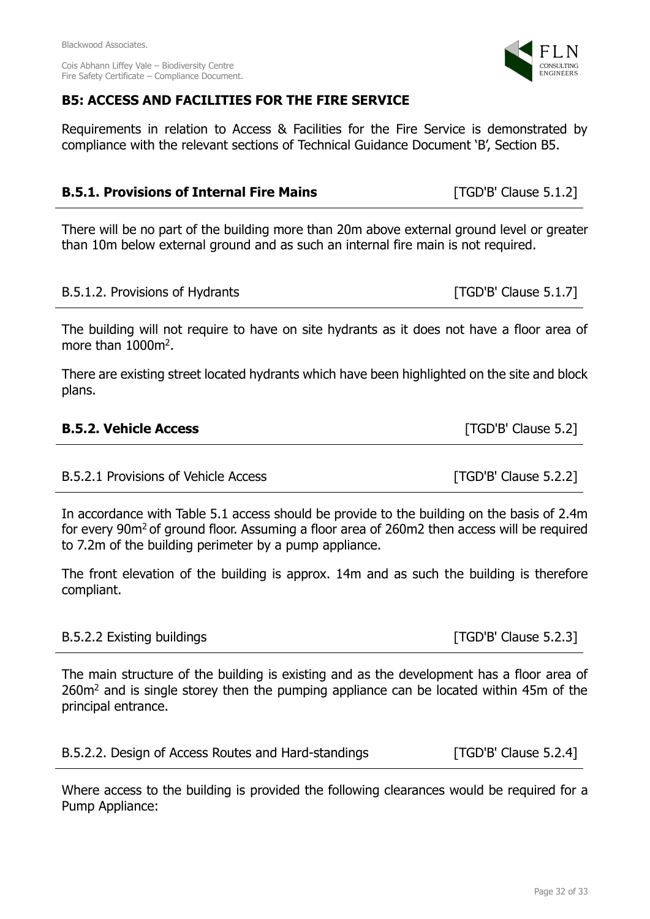## B5: ACCESS AND FACILITIES FOR THE FIRE SERVICE

Requirements in relation to Access & Facilities for the Fire Service is demonstrated by compliance with the relevant sections of Technical Guidance Document 'B', Section B5.

### B.5.1. Provisions of Internal Fire Mains [TGD'B' Clause 5.1.2]

There will be no part of the building more than 20m above external ground level or greater than 10m below external ground and as such an internal fire main is not required.

#### B.5.1.2. Provisions of Hydrants [TGD'B' Clause 5.1.7]

The building will not require to have on site hydrants as it does not have a floor area of more than 1000m$^2$.

There are existing street located hydrants which have been highlighted on the site and block plans.

### B.5.2. Vehicle Access [TGD'B' Clause 5.2]

#### B.5.2.1 Provisions of Vehicle Access [TGD'B' Clause 5.2.2]

In accordance with Table 5.1 access should be provide to the building on the basis of 2.4m for every 90m$^2$ of ground floor. Assuming a floor area of 260m2 then access will be required to 7.2m of the building perimeter by a pump appliance.

The front elevation of the building is approx. 14m and as such the building is therefore compliant.

#### B.5.2.2 Existing buildings [TGD'B' Clause 5.2.3]

The main structure of the building is existing and as the development has a floor area of 260m$^2$ and is single storey then the pumping appliance can be located within 45m of the principal entrance.

#### B.5.2.2. Design of Access Routes and Hard-standings [TGD'B' Clause 5.2.4]

Where access to the building is provided the following clearances would be required for a Pump Appliance: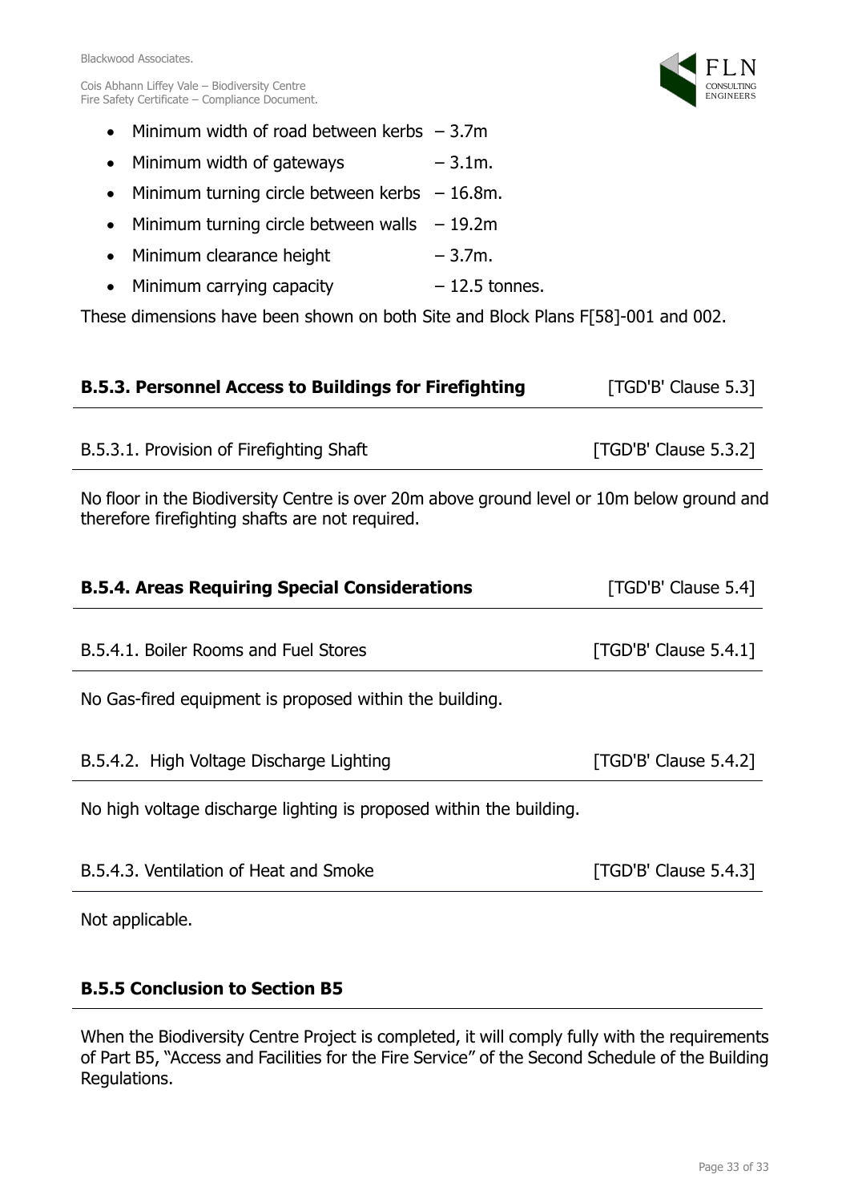- Minimum width of road between kerbs – 3.7m
- Minimum width of gateways – 3.1m.
- Minimum turning circle between kerbs – 16.8m.
- Minimum turning circle between walls – 19.2m
- Minimum clearance height – 3.7m.
- Minimum carrying capacity – 12.5 tonnes.

These dimensions have been shown on both Site and Block Plans F[58]-001 and 002.

## B.5.3. Personnel Access to Buildings for Firefighting [TGD'B' Clause 5.3]

### B.5.3.1. Provision of Firefighting Shaft [TGD'B' Clause 5.3.2]

No floor in the Biodiversity Centre is over 20m above ground level or 10m below ground and therefore firefighting shafts are not required.

## B.5.4. Areas Requiring Special Considerations [TGD'B' Clause 5.4]

### B.5.4.1. Boiler Rooms and Fuel Stores [TGD'B' Clause 5.4.1]

No Gas-fired equipment is proposed within the building.

### B.5.4.2. High Voltage Discharge Lighting [TGD'B' Clause 5.4.2]

No high voltage discharge lighting is proposed within the building.

### B.5.4.3. Ventilation of Heat and Smoke [TGD'B' Clause 5.4.3]

Not applicable.

## B.5.5 Conclusion to Section B5

When the Biodiversity Centre Project is completed, it will comply fully with the requirements of Part B5, "Access and Facilities for the Fire Service" of the Second Schedule of the Building Regulations.